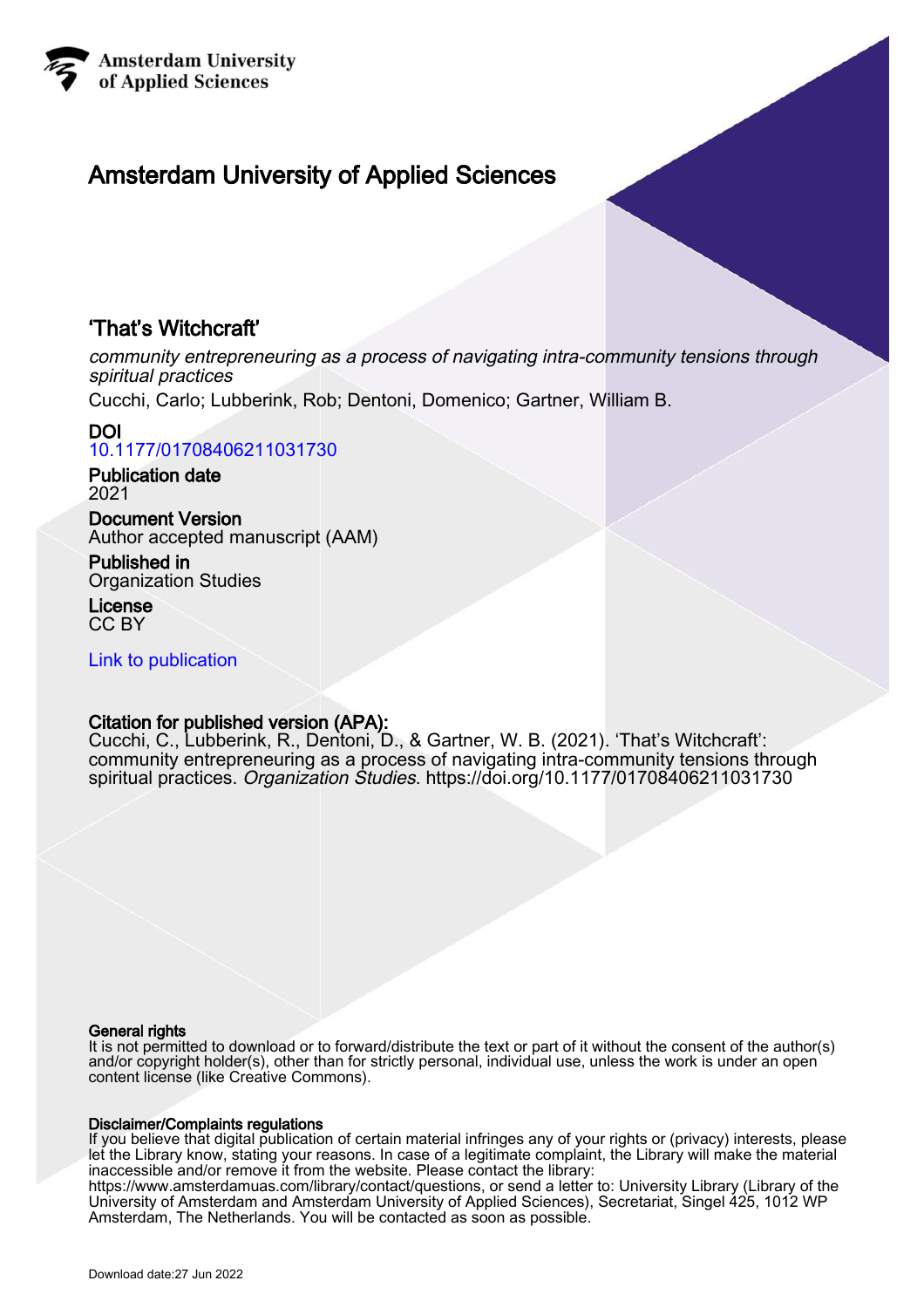Amsterdam University of Applied Sciences

# Amsterdam University of Applied Sciences

## 'That's Witchcraft'

*community entrepreneuring as a process of navigating intra-community tensions through spiritual practices*

Cucchi, Carlo; Lubberink, Rob; Dentoni, Domenico; Gartner, William B.

**DOI**
10.1177/01708406211031730

**Publication date**
2021

**Document Version**
Author accepted manuscript (AAM)

**Published in**
Organization Studies

**License**
CC BY

Link to publication

**Citation for published version (APA):**
Cucchi, C., Lubberink, R., Dentoni, D., & Gartner, W. B. (2021). 'That's Witchcraft': community entrepreneuring as a process of navigating intra-community tensions through spiritual practices. *Organization Studies*. https://doi.org/10.1177/01708406211031730

**General rights**
It is not permitted to download or to forward/distribute the text or part of it without the consent of the author(s) and/or copyright holder(s), other than for strictly personal, individual use, unless the work is under an open content license (like Creative Commons).

**Disclaimer/Complaints regulations**
If you believe that digital publication of certain material infringes any of your rights or (privacy) interests, please let the Library know, stating your reasons. In case of a legitimate complaint, the Library will make the material inaccessible and/or remove it from the website. Please contact the library: https://www.amsterdamuas.com/library/contact/questions, or send a letter to: University Library (Library of the University of Amsterdam and Amsterdam University of Applied Sciences), Secretariat, Singel 425, 1012 WP Amsterdam, The Netherlands. You will be contacted as soon as possible.

Download date:27 Jun 2022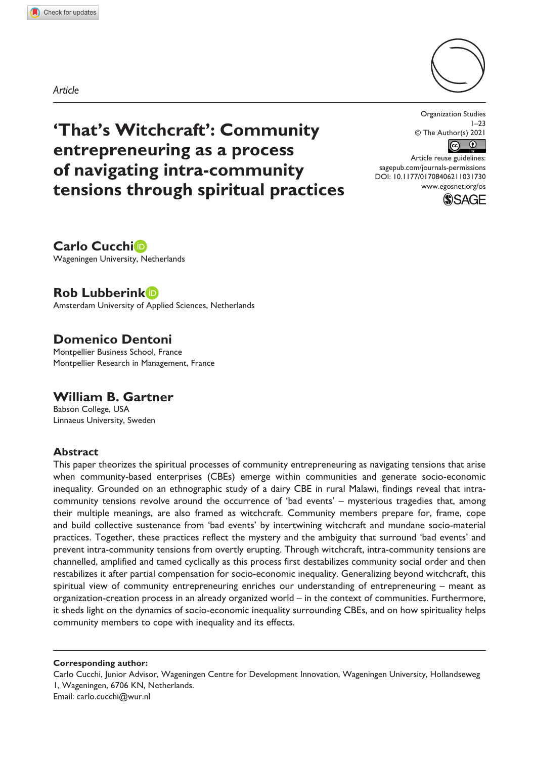*Article*

# 'That's Witchcraft': Community entrepreneuring as a process of navigating intra-community tensions through spiritual practices

**Carlo Cucchi**
Wageningen University, Netherlands

**Rob Lubberink**
Amsterdam University of Applied Sciences, Netherlands

**Domenico Dentoni**
Montpellier Business School, France
Montpellier Research in Management, France

**William B. Gartner**
Babson College, USA
Linnaeus University, Sweden

## Abstract

This paper theorizes the spiritual processes of community entrepreneuring as navigating tensions that arise when community-based enterprises (CBEs) emerge within communities and generate socio-economic inequality. Grounded on an ethnographic study of a dairy CBE in rural Malawi, findings reveal that intra-community tensions revolve around the occurrence of 'bad events' – mysterious tragedies that, among their multiple meanings, are also framed as witchcraft. Community members prepare for, frame, cope and build collective sustenance from 'bad events' by intertwining witchcraft and mundane socio-material practices. Together, these practices reflect the mystery and the ambiguity that surround 'bad events' and prevent intra-community tensions from overtly erupting. Through witchcraft, intra-community tensions are channelled, amplified and tamed cyclically as this process first destabilizes community social order and then restabilizes it after partial compensation for socio-economic inequality. Generalizing beyond witchcraft, this spiritual view of community entrepreneuring enriches our understanding of entrepreneuring – meant as organization-creation process in an already organized world – in the context of communities. Furthermore, it sheds light on the dynamics of socio-economic inequality surrounding CBEs, and on how spirituality helps community members to cope with inequality and its effects.

**Corresponding author:**
Carlo Cucchi, Junior Advisor, Wageningen Centre for Development Innovation, Wageningen University, Hollandseweg 1, Wageningen, 6706 KN, Netherlands.
Email: carlo.cucchi@wur.nl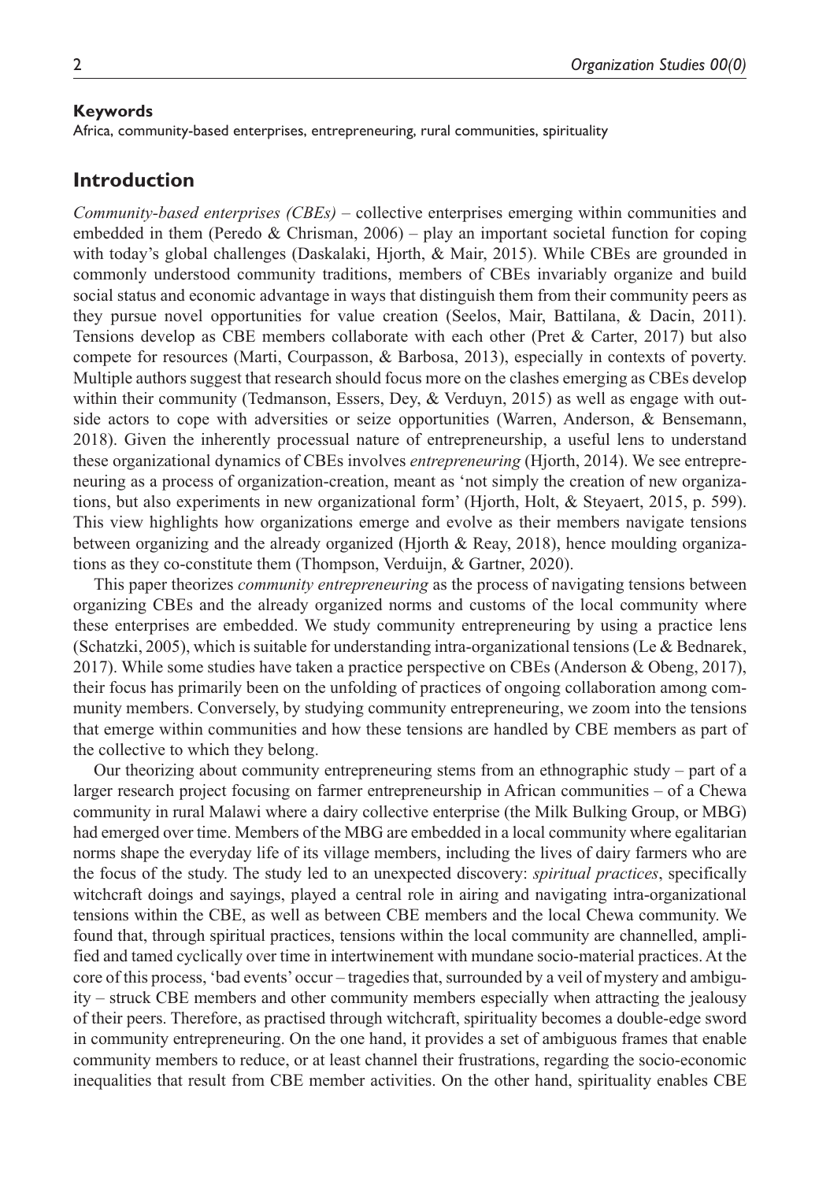**Keywords**

Africa, community-based enterprises, entrepreneuring, rural communities, spirituality

## Introduction

*Community-based enterprises (CBEs)* – collective enterprises emerging within communities and embedded in them (Peredo & Chrisman, 2006) – play an important societal function for coping with today's global challenges (Daskalaki, Hjorth, & Mair, 2015). While CBEs are grounded in commonly understood community traditions, members of CBEs invariably organize and build social status and economic advantage in ways that distinguish them from their community peers as they pursue novel opportunities for value creation (Seelos, Mair, Battilana, & Dacin, 2011). Tensions develop as CBE members collaborate with each other (Pret & Carter, 2017) but also compete for resources (Marti, Courpasson, & Barbosa, 2013), especially in contexts of poverty. Multiple authors suggest that research should focus more on the clashes emerging as CBEs develop within their community (Tedmanson, Essers, Dey, & Verduyn, 2015) as well as engage with outside actors to cope with adversities or seize opportunities (Warren, Anderson, & Bensemann, 2018). Given the inherently processual nature of entrepreneurship, a useful lens to understand these organizational dynamics of CBEs involves *entrepreneuring* (Hjorth, 2014). We see entrepreneuring as a process of organization-creation, meant as 'not simply the creation of new organizations, but also experiments in new organizational form' (Hjorth, Holt, & Steyaert, 2015, p. 599). This view highlights how organizations emerge and evolve as their members navigate tensions between organizing and the already organized (Hjorth & Reay, 2018), hence moulding organizations as they co-constitute them (Thompson, Verduijn, & Gartner, 2020).

This paper theorizes *community entrepreneuring* as the process of navigating tensions between organizing CBEs and the already organized norms and customs of the local community where these enterprises are embedded. We study community entrepreneuring by using a practice lens (Schatzki, 2005), which is suitable for understanding intra-organizational tensions (Le & Bednarek, 2017). While some studies have taken a practice perspective on CBEs (Anderson & Obeng, 2017), their focus has primarily been on the unfolding of practices of ongoing collaboration among community members. Conversely, by studying community entrepreneuring, we zoom into the tensions that emerge within communities and how these tensions are handled by CBE members as part of the collective to which they belong.

Our theorizing about community entrepreneuring stems from an ethnographic study – part of a larger research project focusing on farmer entrepreneurship in African communities – of a Chewa community in rural Malawi where a dairy collective enterprise (the Milk Bulking Group, or MBG) had emerged over time. Members of the MBG are embedded in a local community where egalitarian norms shape the everyday life of its village members, including the lives of dairy farmers who are the focus of the study. The study led to an unexpected discovery: *spiritual practices*, specifically witchcraft doings and sayings, played a central role in airing and navigating intra-organizational tensions within the CBE, as well as between CBE members and the local Chewa community. We found that, through spiritual practices, tensions within the local community are channelled, amplified and tamed cyclically over time in intertwinement with mundane socio-material practices. At the core of this process, 'bad events' occur – tragedies that, surrounded by a veil of mystery and ambiguity – struck CBE members and other community members especially when attracting the jealousy of their peers. Therefore, as practised through witchcraft, spirituality becomes a double-edge sword in community entrepreneuring. On the one hand, it provides a set of ambiguous frames that enable community members to reduce, or at least channel their frustrations, regarding the socio-economic inequalities that result from CBE member activities. On the other hand, spirituality enables CBE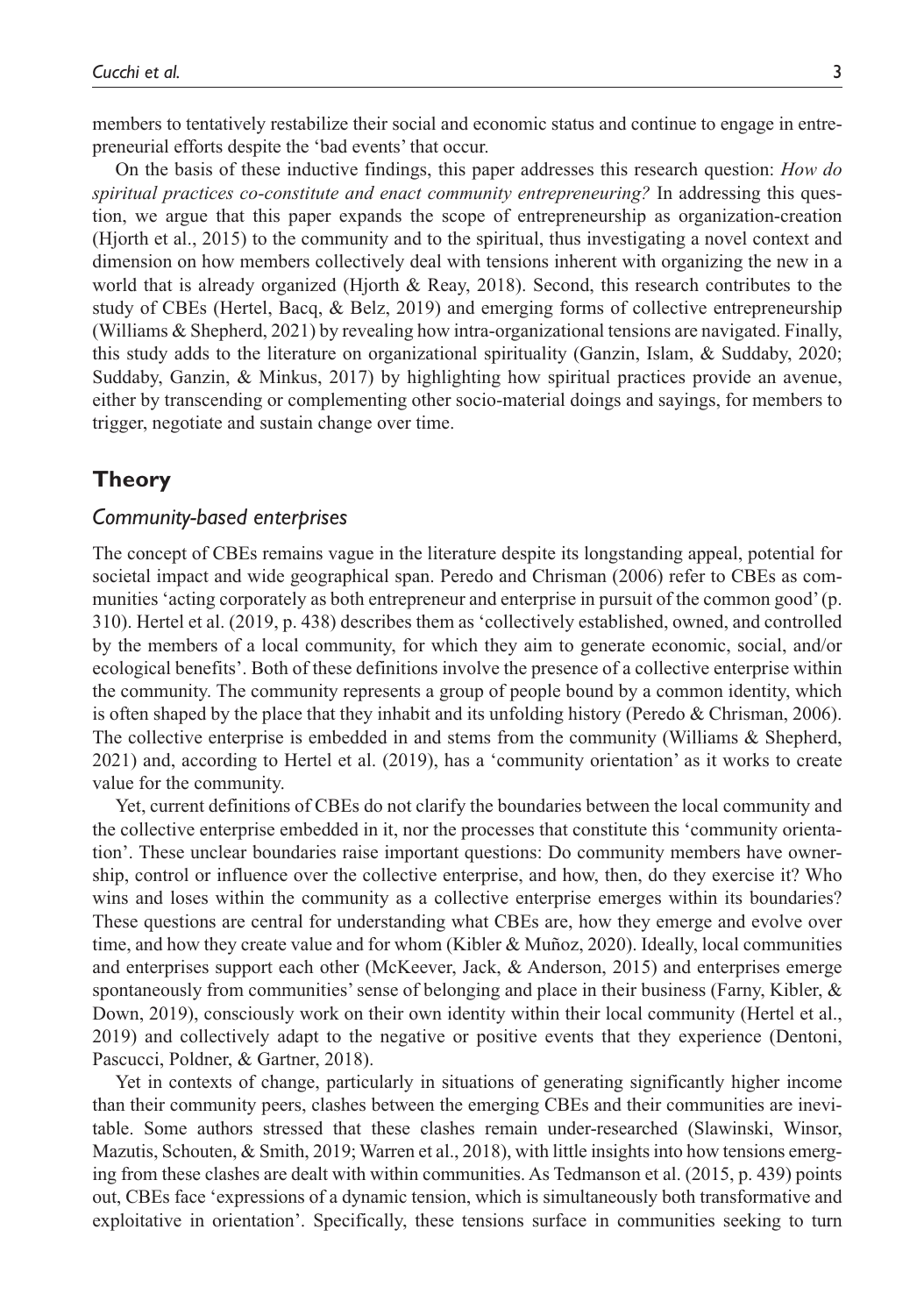members to tentatively restabilize their social and economic status and continue to engage in entrepreneurial efforts despite the 'bad events' that occur.

On the basis of these inductive findings, this paper addresses this research question: *How do spiritual practices co-constitute and enact community entrepreneuring?* In addressing this question, we argue that this paper expands the scope of entrepreneurship as organization-creation (Hjorth et al., 2015) to the community and to the spiritual, thus investigating a novel context and dimension on how members collectively deal with tensions inherent with organizing the new in a world that is already organized (Hjorth & Reay, 2018). Second, this research contributes to the study of CBEs (Hertel, Bacq, & Belz, 2019) and emerging forms of collective entrepreneurship (Williams & Shepherd, 2021) by revealing how intra-organizational tensions are navigated. Finally, this study adds to the literature on organizational spirituality (Ganzin, Islam, & Suddaby, 2020; Suddaby, Ganzin, & Minkus, 2017) by highlighting how spiritual practices provide an avenue, either by transcending or complementing other socio-material doings and sayings, for members to trigger, negotiate and sustain change over time.

## Theory

### *Community-based enterprises*

The concept of CBEs remains vague in the literature despite its longstanding appeal, potential for societal impact and wide geographical span. Peredo and Chrisman (2006) refer to CBEs as communities 'acting corporately as both entrepreneur and enterprise in pursuit of the common good' (p. 310). Hertel et al. (2019, p. 438) describes them as 'collectively established, owned, and controlled by the members of a local community, for which they aim to generate economic, social, and/or ecological benefits'. Both of these definitions involve the presence of a collective enterprise within the community. The community represents a group of people bound by a common identity, which is often shaped by the place that they inhabit and its unfolding history (Peredo & Chrisman, 2006). The collective enterprise is embedded in and stems from the community (Williams & Shepherd, 2021) and, according to Hertel et al. (2019), has a 'community orientation' as it works to create value for the community.

Yet, current definitions of CBEs do not clarify the boundaries between the local community and the collective enterprise embedded in it, nor the processes that constitute this 'community orientation'. These unclear boundaries raise important questions: Do community members have ownership, control or influence over the collective enterprise, and how, then, do they exercise it? Who wins and loses within the community as a collective enterprise emerges within its boundaries? These questions are central for understanding what CBEs are, how they emerge and evolve over time, and how they create value and for whom (Kibler & Muñoz, 2020). Ideally, local communities and enterprises support each other (McKeever, Jack, & Anderson, 2015) and enterprises emerge spontaneously from communities' sense of belonging and place in their business (Farny, Kibler, & Down, 2019), consciously work on their own identity within their local community (Hertel et al., 2019) and collectively adapt to the negative or positive events that they experience (Dentoni, Pascucci, Poldner, & Gartner, 2018).

Yet in contexts of change, particularly in situations of generating significantly higher income than their community peers, clashes between the emerging CBEs and their communities are inevitable. Some authors stressed that these clashes remain under-researched (Slawinski, Winsor, Mazutis, Schouten, & Smith, 2019; Warren et al., 2018), with little insights into how tensions emerging from these clashes are dealt with within communities. As Tedmanson et al. (2015, p. 439) points out, CBEs face 'expressions of a dynamic tension, which is simultaneously both transformative and exploitative in orientation'. Specifically, these tensions surface in communities seeking to turn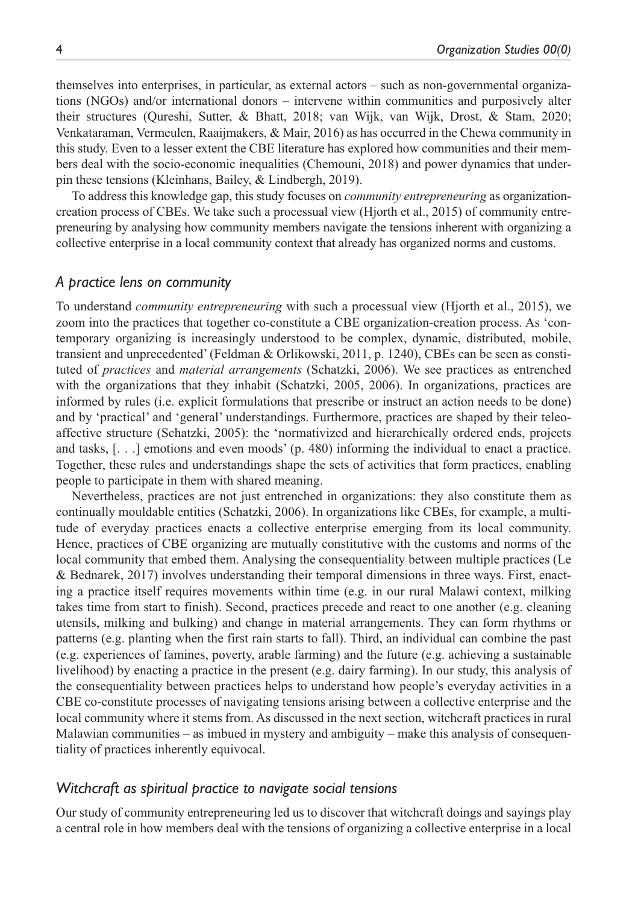themselves into enterprises, in particular, as external actors – such as non-governmental organizations (NGOs) and/or international donors – intervene within communities and purposively alter their structures (Qureshi, Sutter, & Bhatt, 2018; van Wijk, van Wijk, Drost, & Stam, 2020; Venkataraman, Vermeulen, Raaijmakers, & Mair, 2016) as has occurred in the Chewa community in this study. Even to a lesser extent the CBE literature has explored how communities and their members deal with the socio-economic inequalities (Chemouni, 2018) and power dynamics that underpin these tensions (Kleinhans, Bailey, & Lindbergh, 2019).

To address this knowledge gap, this study focuses on *community entrepreneuring* as organization-creation process of CBEs. We take such a processual view (Hjorth et al., 2015) of community entrepreneuring by analysing how community members navigate the tensions inherent with organizing a collective enterprise in a local community context that already has organized norms and customs.

### *A practice lens on community*

To understand *community entrepreneuring* with such a processual view (Hjorth et al., 2015), we zoom into the practices that together co-constitute a CBE organization-creation process. As 'contemporary organizing is increasingly understood to be complex, dynamic, distributed, mobile, transient and unprecedented' (Feldman & Orlikowski, 2011, p. 1240), CBEs can be seen as constituted of *practices* and *material arrangements* (Schatzki, 2006). We see practices as entrenched with the organizations that they inhabit (Schatzki, 2005, 2006). In organizations, practices are informed by rules (i.e. explicit formulations that prescribe or instruct an action needs to be done) and by 'practical' and 'general' understandings. Furthermore, practices are shaped by their teleoaffective structure (Schatzki, 2005): the 'normativized and hierarchically ordered ends, projects and tasks, [. . .] emotions and even moods' (p. 480) informing the individual to enact a practice. Together, these rules and understandings shape the sets of activities that form practices, enabling people to participate in them with shared meaning.

Nevertheless, practices are not just entrenched in organizations: they also constitute them as continually mouldable entities (Schatzki, 2006). In organizations like CBEs, for example, a multitude of everyday practices enacts a collective enterprise emerging from its local community. Hence, practices of CBE organizing are mutually constitutive with the customs and norms of the local community that embed them. Analysing the consequentiality between multiple practices (Le & Bednarek, 2017) involves understanding their temporal dimensions in three ways. First, enacting a practice itself requires movements within time (e.g. in our rural Malawi context, milking takes time from start to finish). Second, practices precede and react to one another (e.g. cleaning utensils, milking and bulking) and change in material arrangements. They can form rhythms or patterns (e.g. planting when the first rain starts to fall). Third, an individual can combine the past (e.g. experiences of famines, poverty, arable farming) and the future (e.g. achieving a sustainable livelihood) by enacting a practice in the present (e.g. dairy farming). In our study, this analysis of the consequentiality between practices helps to understand how people's everyday activities in a CBE co-constitute processes of navigating tensions arising between a collective enterprise and the local community where it stems from. As discussed in the next section, witchcraft practices in rural Malawian communities – as imbued in mystery and ambiguity – make this analysis of consequentiality of practices inherently equivocal.

### *Witchcraft as spiritual practice to navigate social tensions*

Our study of community entrepreneuring led us to discover that witchcraft doings and sayings play a central role in how members deal with the tensions of organizing a collective enterprise in a local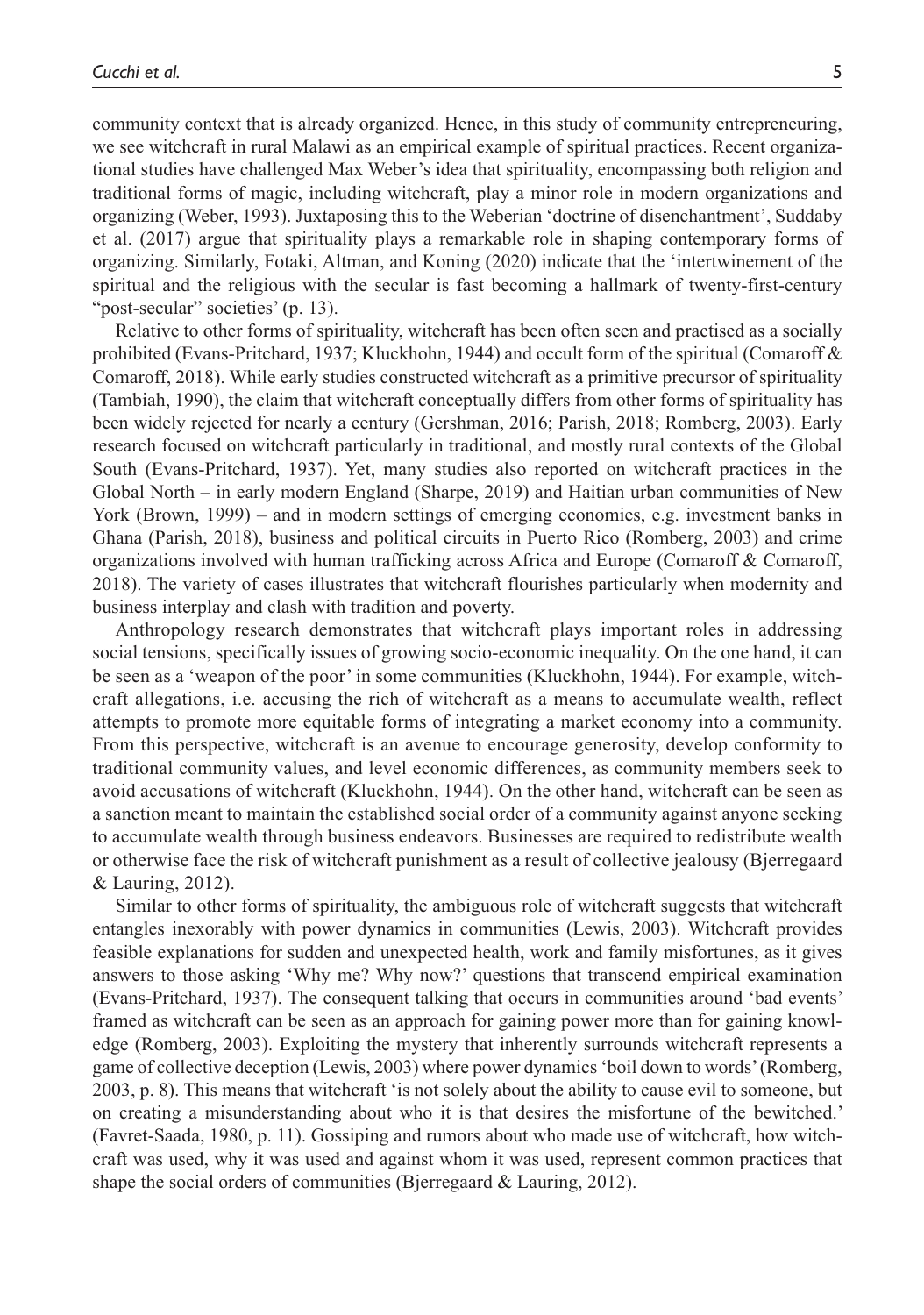community context that is already organized. Hence, in this study of community entrepreneuring, we see witchcraft in rural Malawi as an empirical example of spiritual practices. Recent organizational studies have challenged Max Weber's idea that spirituality, encompassing both religion and traditional forms of magic, including witchcraft, play a minor role in modern organizations and organizing (Weber, 1993). Juxtaposing this to the Weberian 'doctrine of disenchantment', Suddaby et al. (2017) argue that spirituality plays a remarkable role in shaping contemporary forms of organizing. Similarly, Fotaki, Altman, and Koning (2020) indicate that the 'intertwinement of the spiritual and the religious with the secular is fast becoming a hallmark of twenty-first-century "post-secular" societies' (p. 13).

Relative to other forms of spirituality, witchcraft has been often seen and practised as a socially prohibited (Evans-Pritchard, 1937; Kluckhohn, 1944) and occult form of the spiritual (Comaroff & Comaroff, 2018). While early studies constructed witchcraft as a primitive precursor of spirituality (Tambiah, 1990), the claim that witchcraft conceptually differs from other forms of spirituality has been widely rejected for nearly a century (Gershman, 2016; Parish, 2018; Romberg, 2003). Early research focused on witchcraft particularly in traditional, and mostly rural contexts of the Global South (Evans-Pritchard, 1937). Yet, many studies also reported on witchcraft practices in the Global North – in early modern England (Sharpe, 2019) and Haitian urban communities of New York (Brown, 1999) – and in modern settings of emerging economies, e.g. investment banks in Ghana (Parish, 2018), business and political circuits in Puerto Rico (Romberg, 2003) and crime organizations involved with human trafficking across Africa and Europe (Comaroff & Comaroff, 2018). The variety of cases illustrates that witchcraft flourishes particularly when modernity and business interplay and clash with tradition and poverty.

Anthropology research demonstrates that witchcraft plays important roles in addressing social tensions, specifically issues of growing socio-economic inequality. On the one hand, it can be seen as a 'weapon of the poor' in some communities (Kluckhohn, 1944). For example, witchcraft allegations, i.e. accusing the rich of witchcraft as a means to accumulate wealth, reflect attempts to promote more equitable forms of integrating a market economy into a community. From this perspective, witchcraft is an avenue to encourage generosity, develop conformity to traditional community values, and level economic differences, as community members seek to avoid accusations of witchcraft (Kluckhohn, 1944). On the other hand, witchcraft can be seen as a sanction meant to maintain the established social order of a community against anyone seeking to accumulate wealth through business endeavors. Businesses are required to redistribute wealth or otherwise face the risk of witchcraft punishment as a result of collective jealousy (Bjerregaard & Lauring, 2012).

Similar to other forms of spirituality, the ambiguous role of witchcraft suggests that witchcraft entangles inexorably with power dynamics in communities (Lewis, 2003). Witchcraft provides feasible explanations for sudden and unexpected health, work and family misfortunes, as it gives answers to those asking 'Why me? Why now?' questions that transcend empirical examination (Evans-Pritchard, 1937). The consequent talking that occurs in communities around 'bad events' framed as witchcraft can be seen as an approach for gaining power more than for gaining knowledge (Romberg, 2003). Exploiting the mystery that inherently surrounds witchcraft represents a game of collective deception (Lewis, 2003) where power dynamics 'boil down to words' (Romberg, 2003, p. 8). This means that witchcraft 'is not solely about the ability to cause evil to someone, but on creating a misunderstanding about who it is that desires the misfortune of the bewitched.' (Favret-Saada, 1980, p. 11). Gossiping and rumors about who made use of witchcraft, how witchcraft was used, why it was used and against whom it was used, represent common practices that shape the social orders of communities (Bjerregaard & Lauring, 2012).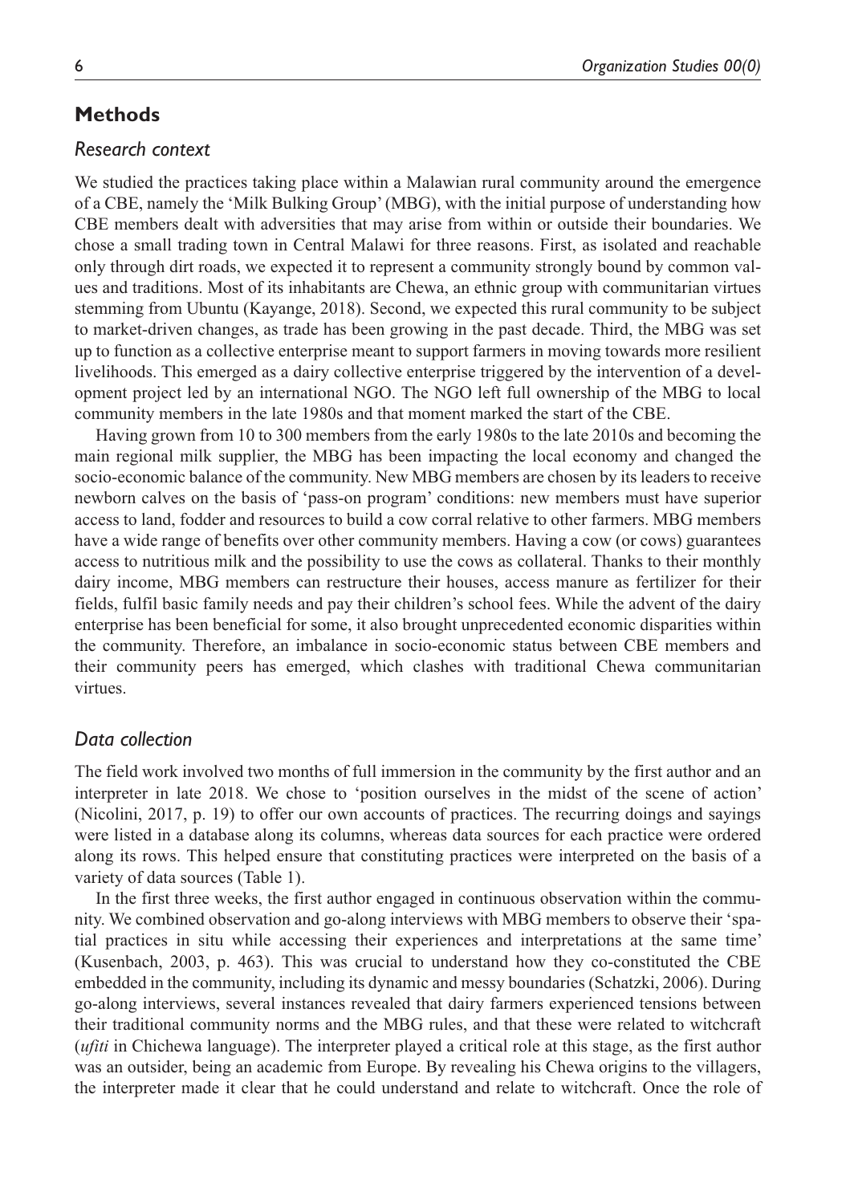## Methods

### *Research context*

We studied the practices taking place within a Malawian rural community around the emergence of a CBE, namely the 'Milk Bulking Group' (MBG), with the initial purpose of understanding how CBE members dealt with adversities that may arise from within or outside their boundaries. We chose a small trading town in Central Malawi for three reasons. First, as isolated and reachable only through dirt roads, we expected it to represent a community strongly bound by common values and traditions. Most of its inhabitants are Chewa, an ethnic group with communitarian virtues stemming from Ubuntu (Kayange, 2018). Second, we expected this rural community to be subject to market-driven changes, as trade has been growing in the past decade. Third, the MBG was set up to function as a collective enterprise meant to support farmers in moving towards more resilient livelihoods. This emerged as a dairy collective enterprise triggered by the intervention of a development project led by an international NGO. The NGO left full ownership of the MBG to local community members in the late 1980s and that moment marked the start of the CBE.

Having grown from 10 to 300 members from the early 1980s to the late 2010s and becoming the main regional milk supplier, the MBG has been impacting the local economy and changed the socio-economic balance of the community. New MBG members are chosen by its leaders to receive newborn calves on the basis of 'pass-on program' conditions: new members must have superior access to land, fodder and resources to build a cow corral relative to other farmers. MBG members have a wide range of benefits over other community members. Having a cow (or cows) guarantees access to nutritious milk and the possibility to use the cows as collateral. Thanks to their monthly dairy income, MBG members can restructure their houses, access manure as fertilizer for their fields, fulfil basic family needs and pay their children's school fees. While the advent of the dairy enterprise has been beneficial for some, it also brought unprecedented economic disparities within the community. Therefore, an imbalance in socio-economic status between CBE members and their community peers has emerged, which clashes with traditional Chewa communitarian virtues.

### *Data collection*

The field work involved two months of full immersion in the community by the first author and an interpreter in late 2018. We chose to 'position ourselves in the midst of the scene of action' (Nicolini, 2017, p. 19) to offer our own accounts of practices. The recurring doings and sayings were listed in a database along its columns, whereas data sources for each practice were ordered along its rows. This helped ensure that constituting practices were interpreted on the basis of a variety of data sources (Table 1).

In the first three weeks, the first author engaged in continuous observation within the community. We combined observation and go-along interviews with MBG members to observe their 'spatial practices in situ while accessing their experiences and interpretations at the same time' (Kusenbach, 2003, p. 463). This was crucial to understand how they co-constituted the CBE embedded in the community, including its dynamic and messy boundaries (Schatzki, 2006). During go-along interviews, several instances revealed that dairy farmers experienced tensions between their traditional community norms and the MBG rules, and that these were related to witchcraft (*ufiti* in Chichewa language). The interpreter played a critical role at this stage, as the first author was an outsider, being an academic from Europe. By revealing his Chewa origins to the villagers, the interpreter made it clear that he could understand and relate to witchcraft. Once the role of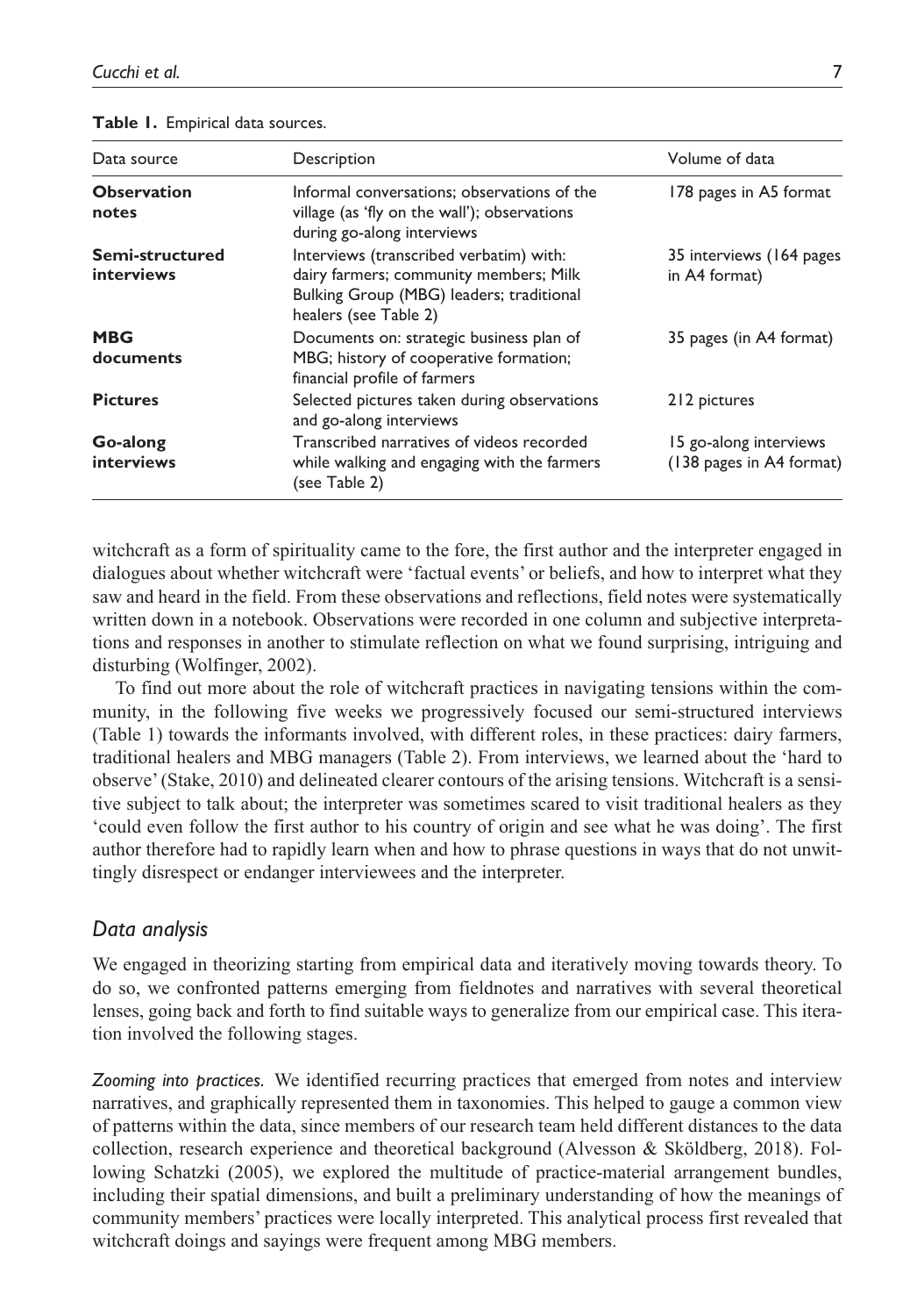**Table 1.** Empirical data sources.

| Data source | Description | Volume of data |
| --- | --- | --- |
| **Observation notes** | Informal conversations; observations of the village (as 'fly on the wall'); observations during go-along interviews | 178 pages in A5 format |
| **Semi-structured interviews** | Interviews (transcribed verbatim) with: dairy farmers; community members; Milk Bulking Group (MBG) leaders; traditional healers (see Table 2) | 35 interviews (164 pages in A4 format) |
| **MBG documents** | Documents on: strategic business plan of MBG; history of cooperative formation; financial profile of farmers | 35 pages (in A4 format) |
| **Pictures** | Selected pictures taken during observations and go-along interviews | 212 pictures |
| **Go-along interviews** | Transcribed narratives of videos recorded while walking and engaging with the farmers (see Table 2) | 15 go-along interviews (138 pages in A4 format) |

witchcraft as a form of spirituality came to the fore, the first author and the interpreter engaged in dialogues about whether witchcraft were 'factual events' or beliefs, and how to interpret what they saw and heard in the field. From these observations and reflections, field notes were systematically written down in a notebook. Observations were recorded in one column and subjective interpretations and responses in another to stimulate reflection on what we found surprising, intriguing and disturbing (Wolfinger, 2002).

To find out more about the role of witchcraft practices in navigating tensions within the community, in the following five weeks we progressively focused our semi-structured interviews (Table 1) towards the informants involved, with different roles, in these practices: dairy farmers, traditional healers and MBG managers (Table 2). From interviews, we learned about the 'hard to observe' (Stake, 2010) and delineated clearer contours of the arising tensions. Witchcraft is a sensitive subject to talk about; the interpreter was sometimes scared to visit traditional healers as they 'could even follow the first author to his country of origin and see what he was doing'. The first author therefore had to rapidly learn when and how to phrase questions in ways that do not unwittingly disrespect or endanger interviewees and the interpreter.

## *Data analysis*

We engaged in theorizing starting from empirical data and iteratively moving towards theory. To do so, we confronted patterns emerging from fieldnotes and narratives with several theoretical lenses, going back and forth to find suitable ways to generalize from our empirical case. This iteration involved the following stages.

*Zooming into practices.* We identified recurring practices that emerged from notes and interview narratives, and graphically represented them in taxonomies. This helped to gauge a common view of patterns within the data, since members of our research team held different distances to the data collection, research experience and theoretical background (Alvesson & Sköldberg, 2018). Following Schatzki (2005), we explored the multitude of practice-material arrangement bundles, including their spatial dimensions, and built a preliminary understanding of how the meanings of community members' practices were locally interpreted. This analytical process first revealed that witchcraft doings and sayings were frequent among MBG members.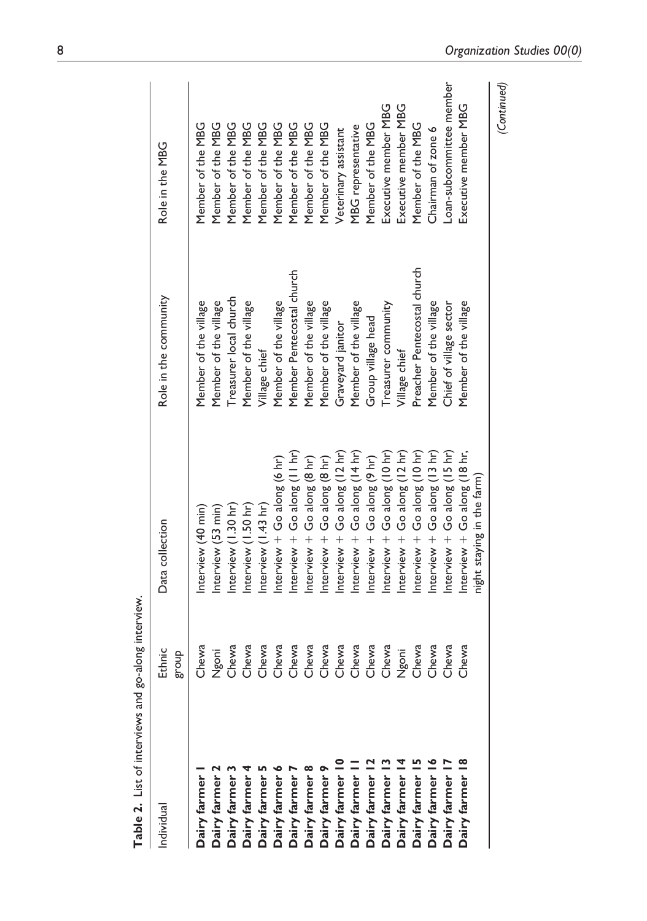**Table 2.** List of interviews and go-along interview.

| Individual | Ethnic group | Data collection | Role in the community | Role in the MBG |
|---|---|---|---|---|
| **Dairy farmer 1** | Chewa | Interview (40 min) | Member of the village | Member of the MBG |
| **Dairy farmer 2** | Ngoni | Interview (53 min) | Member of the village | Member of the MBG |
| **Dairy farmer 3** | Chewa | Interview (1.30 hr) | Treasurer local church | Member of the MBG |
| **Dairy farmer 4** | Chewa | Interview (1.50 hr) | Member of the village | Member of the MBG |
| **Dairy farmer 5** | Chewa | Interview (1.43 hr) | Village chief | Member of the MBG |
| **Dairy farmer 6** | Chewa | Interview + Go along (6 hr) | Member of the village | Member of the MBG |
| **Dairy farmer 7** | Chewa | Interview + Go along (11 hr) | Member Pentecostal church | Member of the MBG |
| **Dairy farmer 8** | Chewa | Interview + Go along (8 hr) | Member of the village | Member of the MBG |
| **Dairy farmer 9** | Chewa | Interview + Go along (8 hr) | Member of the village | Member of the MBG |
| **Dairy farmer 10** | Chewa | Interview + Go along (12 hr) | Graveyard janitor | Veterinary assistant |
| **Dairy farmer 11** | Chewa | Interview + Go along (14 hr) | Member of the village | MBG representative |
| **Dairy farmer 12** | Chewa | Interview + Go along (9 hr) | Group village head | Member of the MBG |
| **Dairy farmer 13** | Chewa | Interview + Go along (10 hr) | Treasurer community | Executive member MBG |
| **Dairy farmer 14** | Ngoni | Interview + Go along (12 hr) | Village chief | Executive member MBG |
| **Dairy farmer 15** | Chewa | Interview + Go along (10 hr) | Preacher Pentecostal church | Member of the MBG |
| **Dairy farmer 16** | Chewa | Interview + Go along (13 hr) | Member of the village | Chairman of zone 6 |
| **Dairy farmer 17** | Chewa | Interview + Go along (15 hr) | Chief of village sector | Loan-subcommittee member |
| **Dairy farmer 18** | Chewa | Interview + Go along (18 hr, night staying in the farm) | Member of the village | Executive member MBG |

(*Continued*)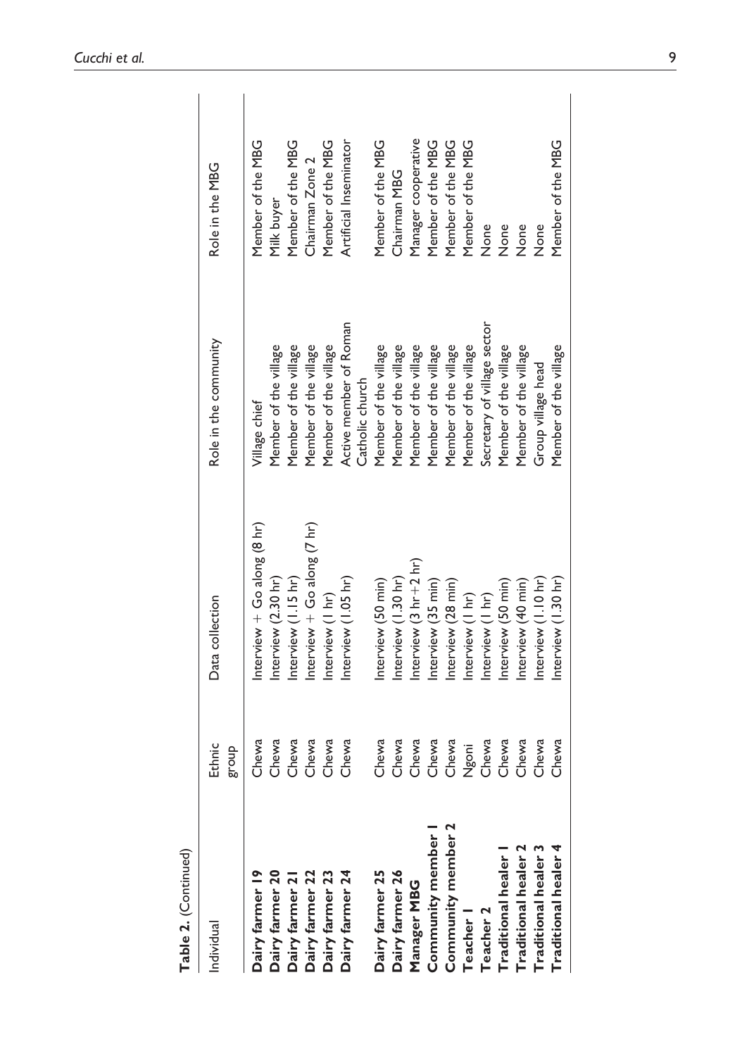**Table 2.** (Continued)

| Individual | Ethnic group | Data collection | Role in the community | Role in the MBG |
|---|---|---|---|---|
| **Dairy farmer 19** | Chewa | Interview + Go along (8 hr) | Village chief | Member of the MBG |
| **Dairy farmer 20** | Chewa | Interview (2.30 hr) | Member of the village | Milk buyer |
| **Dairy farmer 21** | Chewa | Interview (1.15 hr) | Member of the village | Member of the MBG |
| **Dairy farmer 22** | Chewa | Interview + Go along (7 hr) | Member of the village | Chairman Zone 2 |
| **Dairy farmer 23** | Chewa | Interview (1 hr) | Member of the village | Member of the MBG |
| **Dairy farmer 24** | Chewa | Interview (1.05 hr) | Active member of Roman Catholic church | Artificial Inseminator |
| **Dairy farmer 25** | Chewa | Interview (50 min) | Member of the village | Member of the MBG |
| **Dairy farmer 26** | Chewa | Interview (1.30 hr) | Member of the village | Chairman MBG |
| **Manager MBG** | Chewa | Interview (3 hr+2 hr) | Member of the village | Manager cooperative |
| **Community member 1** | Chewa | Interview (35 min) | Member of the village | Member of the MBG |
| **Community member 2** | Chewa | Interview (28 min) | Member of the village | Member of the MBG |
| **Teacher 1** | Ngoni | Interview (1 hr) | Member of the village | Member of the MBG |
| **Teacher 2** | Chewa | Interview (1 hr) | Secretary of village sector | None |
| **Traditional healer 1** | Chewa | Interview (50 min) | Member of the village | None |
| **Traditional healer 2** | Chewa | Interview (40 min) | Member of the village | None |
| **Traditional healer 3** | Chewa | Interview (1.10 hr) | Group village head | None |
| **Traditional healer 4** | Chewa | Interview (1.30 hr) | Member of the village | Member of the MBG |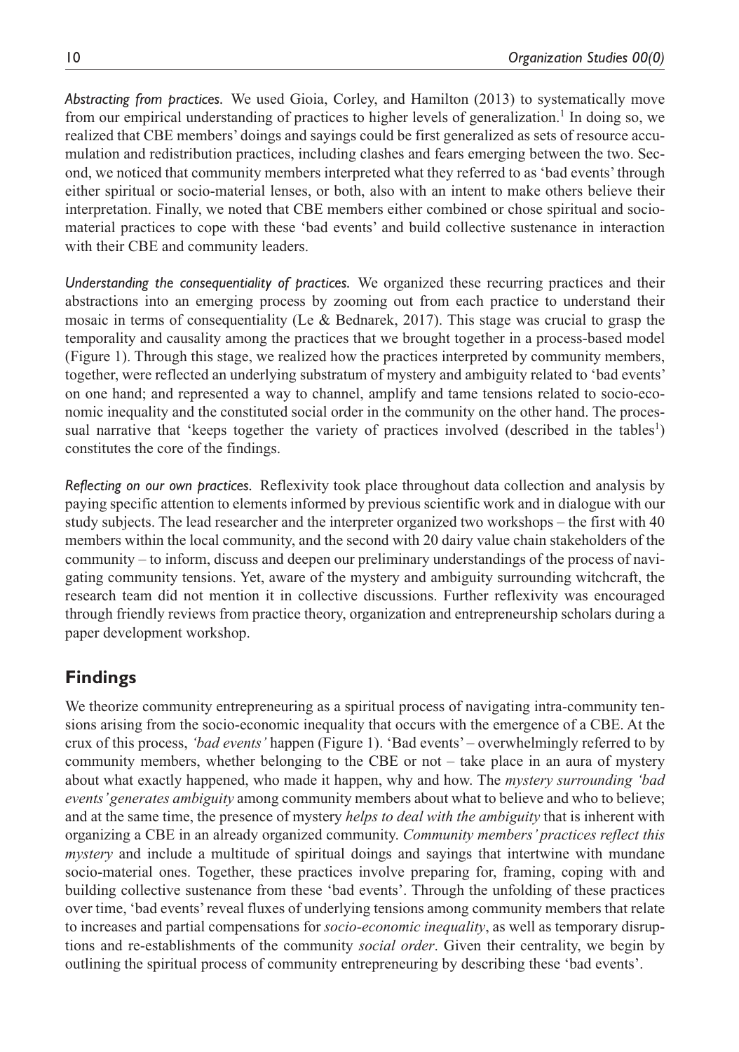*Abstracting from practices.* We used Gioia, Corley, and Hamilton (2013) to systematically move from our empirical understanding of practices to higher levels of generalization.[1] In doing so, we realized that CBE members' doings and sayings could be first generalized as sets of resource accumulation and redistribution practices, including clashes and fears emerging between the two. Second, we noticed that community members interpreted what they referred to as 'bad events' through either spiritual or socio-material lenses, or both, also with an intent to make others believe their interpretation. Finally, we noted that CBE members either combined or chose spiritual and socio-material practices to cope with these 'bad events' and build collective sustenance in interaction with their CBE and community leaders.

*Understanding the consequentiality of practices.* We organized these recurring practices and their abstractions into an emerging process by zooming out from each practice to understand their mosaic in terms of consequentiality (Le & Bednarek, 2017). This stage was crucial to grasp the temporality and causality among the practices that we brought together in a process-based model (Figure 1). Through this stage, we realized how the practices interpreted by community members, together, were reflected an underlying substratum of mystery and ambiguity related to 'bad events' on one hand; and represented a way to channel, amplify and tame tensions related to socio-economic inequality and the constituted social order in the community on the other hand. The processual narrative that 'keeps together the variety of practices involved (described in the tables[1]) constitutes the core of the findings.

*Reflecting on our own practices.* Reflexivity took place throughout data collection and analysis by paying specific attention to elements informed by previous scientific work and in dialogue with our study subjects. The lead researcher and the interpreter organized two workshops – the first with 40 members within the local community, and the second with 20 dairy value chain stakeholders of the community – to inform, discuss and deepen our preliminary understandings of the process of navigating community tensions. Yet, aware of the mystery and ambiguity surrounding witchcraft, the research team did not mention it in collective discussions. Further reflexivity was encouraged through friendly reviews from practice theory, organization and entrepreneurship scholars during a paper development workshop.

## Findings

We theorize community entrepreneuring as a spiritual process of navigating intra-community tensions arising from the socio-economic inequality that occurs with the emergence of a CBE. At the crux of this process, *'bad events'* happen (Figure 1). 'Bad events' – overwhelmingly referred to by community members, whether belonging to the CBE or not – take place in an aura of mystery about what exactly happened, who made it happen, why and how. The *mystery surrounding 'bad events' generates ambiguity* among community members about what to believe and who to believe; and at the same time, the presence of mystery *helps to deal with the ambiguity* that is inherent with organizing a CBE in an already organized community. *Community members' practices reflect this mystery* and include a multitude of spiritual doings and sayings that intertwine with mundane socio-material ones. Together, these practices involve preparing for, framing, coping with and building collective sustenance from these 'bad events'. Through the unfolding of these practices over time, 'bad events' reveal fluxes of underlying tensions among community members that relate to increases and partial compensations for *socio-economic inequality*, as well as temporary disruptions and re-establishments of the community *social order*. Given their centrality, we begin by outlining the spiritual process of community entrepreneuring by describing these 'bad events'.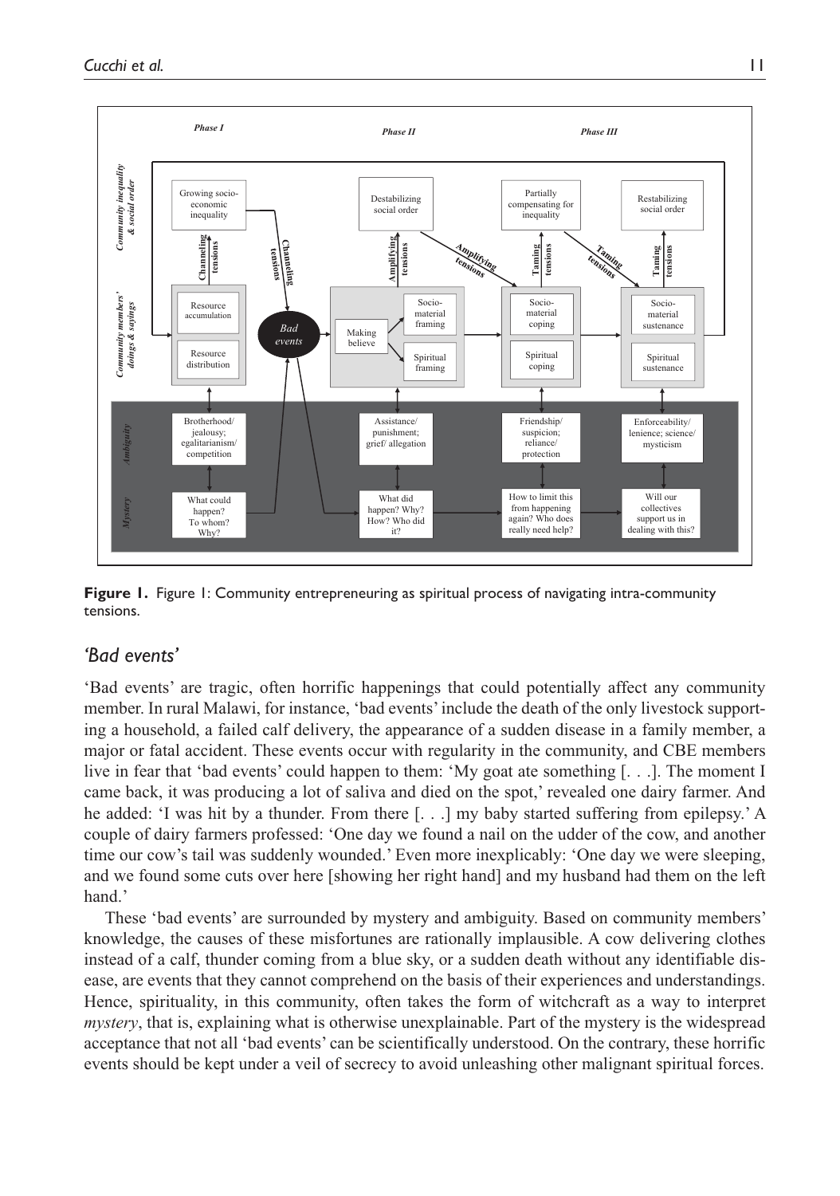**Figure 1.** Figure 1: Community entrepreneuring as spiritual process of navigating intra-community tensions.

## 'Bad events'

'Bad events' are tragic, often horrific happenings that could potentially affect any community member. In rural Malawi, for instance, 'bad events' include the death of the only livestock supporting a household, a failed calf delivery, the appearance of a sudden disease in a family member, a major or fatal accident. These events occur with regularity in the community, and CBE members live in fear that 'bad events' could happen to them: 'My goat ate something [. . .]. The moment I came back, it was producing a lot of saliva and died on the spot,' revealed one dairy farmer. And he added: 'I was hit by a thunder. From there [. . .] my baby started suffering from epilepsy.' A couple of dairy farmers professed: 'One day we found a nail on the udder of the cow, and another time our cow's tail was suddenly wounded.' Even more inexplicably: 'One day we were sleeping, and we found some cuts over here [showing her right hand] and my husband had them on the left hand.'

These 'bad events' are surrounded by mystery and ambiguity. Based on community members' knowledge, the causes of these misfortunes are rationally implausible. A cow delivering clothes instead of a calf, thunder coming from a blue sky, or a sudden death without any identifiable disease, are events that they cannot comprehend on the basis of their experiences and understandings. Hence, spirituality, in this community, often takes the form of witchcraft as a way to interpret *mystery*, that is, explaining what is otherwise unexplainable. Part of the mystery is the widespread acceptance that not all 'bad events' can be scientifically understood. On the contrary, these horrific events should be kept under a veil of secrecy to avoid unleashing other malignant spiritual forces.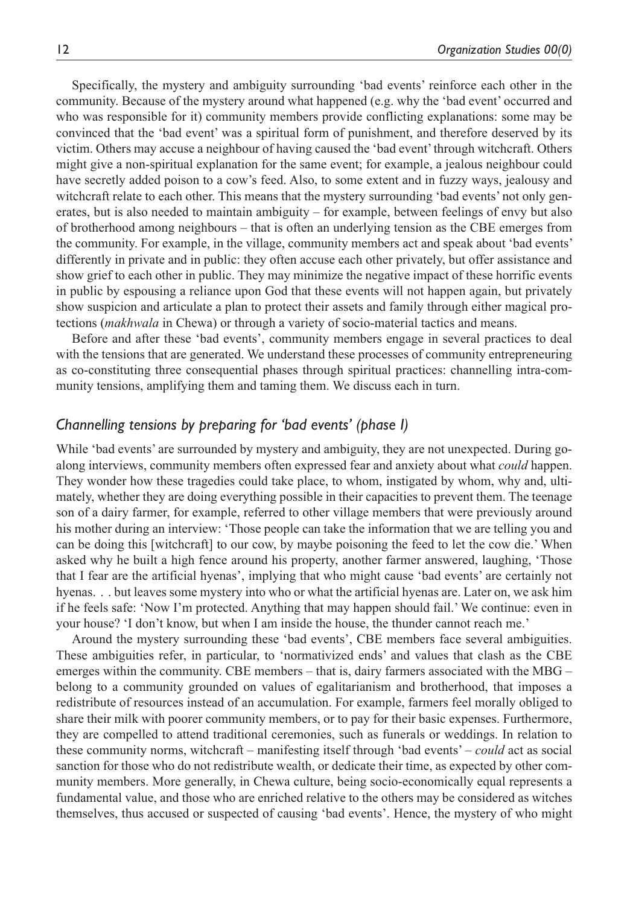Specifically, the mystery and ambiguity surrounding 'bad events' reinforce each other in the community. Because of the mystery around what happened (e.g. why the 'bad event' occurred and who was responsible for it) community members provide conflicting explanations: some may be convinced that the 'bad event' was a spiritual form of punishment, and therefore deserved by its victim. Others may accuse a neighbour of having caused the 'bad event' through witchcraft. Others might give a non-spiritual explanation for the same event; for example, a jealous neighbour could have secretly added poison to a cow's feed. Also, to some extent and in fuzzy ways, jealousy and witchcraft relate to each other. This means that the mystery surrounding 'bad events' not only generates, but is also needed to maintain ambiguity – for example, between feelings of envy but also of brotherhood among neighbours – that is often an underlying tension as the CBE emerges from the community. For example, in the village, community members act and speak about 'bad events' differently in private and in public: they often accuse each other privately, but offer assistance and show grief to each other in public. They may minimize the negative impact of these horrific events in public by espousing a reliance upon God that these events will not happen again, but privately show suspicion and articulate a plan to protect their assets and family through either magical protections (*makhwala* in Chewa) or through a variety of socio-material tactics and means.

Before and after these 'bad events', community members engage in several practices to deal with the tensions that are generated. We understand these processes of community entrepreneuring as co-constituting three consequential phases through spiritual practices: channelling intra-community tensions, amplifying them and taming them. We discuss each in turn.

## *Channelling tensions by preparing for 'bad events' (phase 1)*

While 'bad events' are surrounded by mystery and ambiguity, they are not unexpected. During go-along interviews, community members often expressed fear and anxiety about what *could* happen. They wonder how these tragedies could take place, to whom, instigated by whom, why and, ultimately, whether they are doing everything possible in their capacities to prevent them. The teenage son of a dairy farmer, for example, referred to other village members that were previously around his mother during an interview: 'Those people can take the information that we are telling you and can be doing this [witchcraft] to our cow, by maybe poisoning the feed to let the cow die.' When asked why he built a high fence around his property, another farmer answered, laughing, 'Those that I fear are the artificial hyenas', implying that who might cause 'bad events' are certainly not hyenas. . . but leaves some mystery into who or what the artificial hyenas are. Later on, we ask him if he feels safe: 'Now I'm protected. Anything that may happen should fail.' We continue: even in your house? 'I don't know, but when I am inside the house, the thunder cannot reach me.'

Around the mystery surrounding these 'bad events', CBE members face several ambiguities. These ambiguities refer, in particular, to 'normativized ends' and values that clash as the CBE emerges within the community. CBE members – that is, dairy farmers associated with the MBG – belong to a community grounded on values of egalitarianism and brotherhood, that imposes a redistribute of resources instead of an accumulation. For example, farmers feel morally obliged to share their milk with poorer community members, or to pay for their basic expenses. Furthermore, they are compelled to attend traditional ceremonies, such as funerals or weddings. In relation to these community norms, witchcraft – manifesting itself through 'bad events' – *could* act as social sanction for those who do not redistribute wealth, or dedicate their time, as expected by other community members. More generally, in Chewa culture, being socio-economically equal represents a fundamental value, and those who are enriched relative to the others may be considered as witches themselves, thus accused or suspected of causing 'bad events'. Hence, the mystery of who might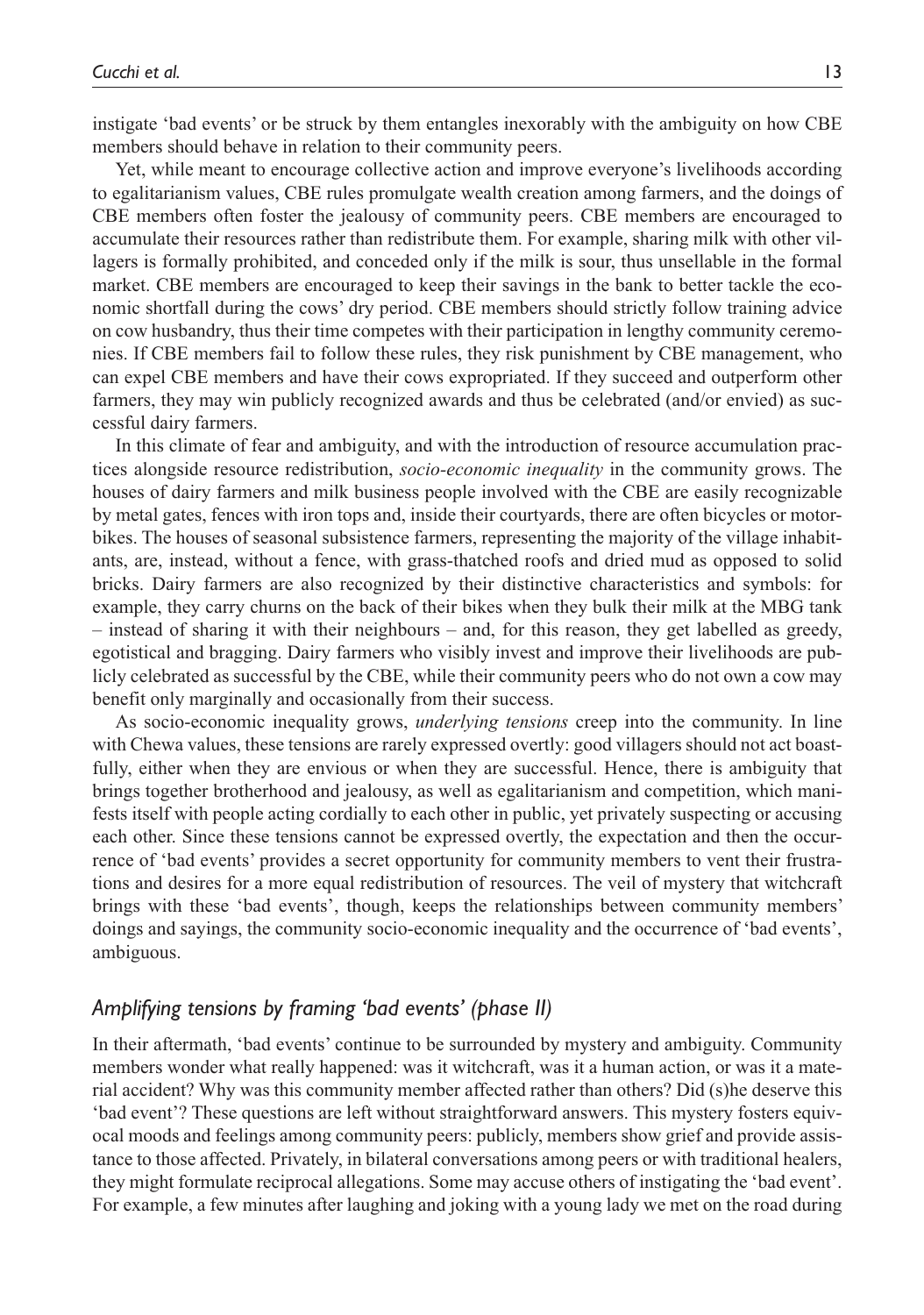instigate 'bad events' or be struck by them entangles inexorably with the ambiguity on how CBE members should behave in relation to their community peers.

Yet, while meant to encourage collective action and improve everyone's livelihoods according to egalitarianism values, CBE rules promulgate wealth creation among farmers, and the doings of CBE members often foster the jealousy of community peers. CBE members are encouraged to accumulate their resources rather than redistribute them. For example, sharing milk with other villagers is formally prohibited, and conceded only if the milk is sour, thus unsellable in the formal market. CBE members are encouraged to keep their savings in the bank to better tackle the economic shortfall during the cows' dry period. CBE members should strictly follow training advice on cow husbandry, thus their time competes with their participation in lengthy community ceremonies. If CBE members fail to follow these rules, they risk punishment by CBE management, who can expel CBE members and have their cows expropriated. If they succeed and outperform other farmers, they may win publicly recognized awards and thus be celebrated (and/or envied) as successful dairy farmers.

In this climate of fear and ambiguity, and with the introduction of resource accumulation practices alongside resource redistribution, *socio-economic inequality* in the community grows. The houses of dairy farmers and milk business people involved with the CBE are easily recognizable by metal gates, fences with iron tops and, inside their courtyards, there are often bicycles or motorbikes. The houses of seasonal subsistence farmers, representing the majority of the village inhabitants, are, instead, without a fence, with grass-thatched roofs and dried mud as opposed to solid bricks. Dairy farmers are also recognized by their distinctive characteristics and symbols: for example, they carry churns on the back of their bikes when they bulk their milk at the MBG tank – instead of sharing it with their neighbours – and, for this reason, they get labelled as greedy, egotistical and bragging. Dairy farmers who visibly invest and improve their livelihoods are publicly celebrated as successful by the CBE, while their community peers who do not own a cow may benefit only marginally and occasionally from their success.

As socio-economic inequality grows, *underlying tensions* creep into the community. In line with Chewa values, these tensions are rarely expressed overtly: good villagers should not act boastfully, either when they are envious or when they are successful. Hence, there is ambiguity that brings together brotherhood and jealousy, as well as egalitarianism and competition, which manifests itself with people acting cordially to each other in public, yet privately suspecting or accusing each other. Since these tensions cannot be expressed overtly, the expectation and then the occurrence of 'bad events' provides a secret opportunity for community members to vent their frustrations and desires for a more equal redistribution of resources. The veil of mystery that witchcraft brings with these 'bad events', though, keeps the relationships between community members' doings and sayings, the community socio-economic inequality and the occurrence of 'bad events', ambiguous.

### *Amplifying tensions by framing 'bad events' (phase II)*

In their aftermath, 'bad events' continue to be surrounded by mystery and ambiguity. Community members wonder what really happened: was it witchcraft, was it a human action, or was it a material accident? Why was this community member affected rather than others? Did (s)he deserve this 'bad event'? These questions are left without straightforward answers. This mystery fosters equivocal moods and feelings among community peers: publicly, members show grief and provide assistance to those affected. Privately, in bilateral conversations among peers or with traditional healers, they might formulate reciprocal allegations. Some may accuse others of instigating the 'bad event'. For example, a few minutes after laughing and joking with a young lady we met on the road during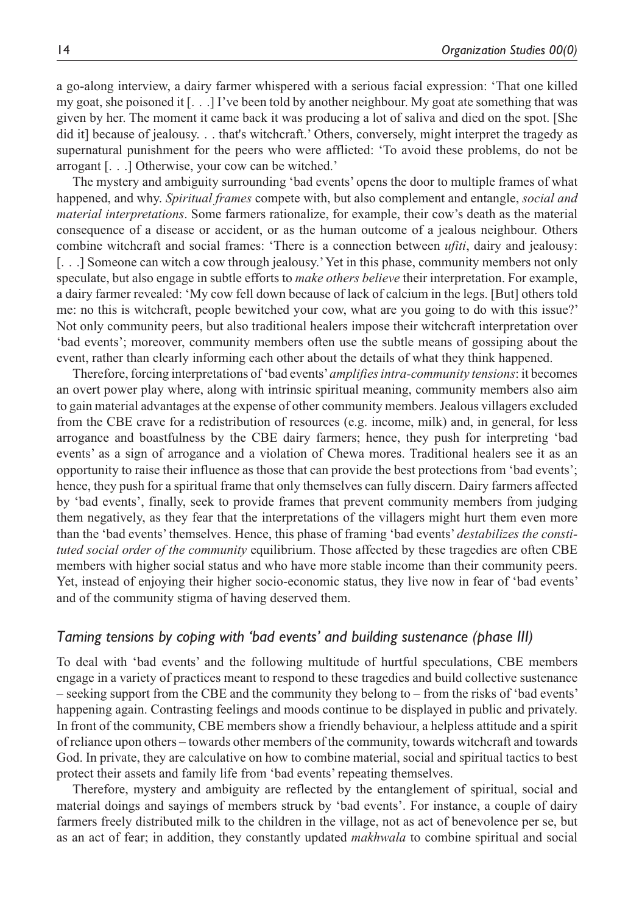a go-along interview, a dairy farmer whispered with a serious facial expression: 'That one killed my goat, she poisoned it [. . .] I've been told by another neighbour. My goat ate something that was given by her. The moment it came back it was producing a lot of saliva and died on the spot. [She did it] because of jealousy. . . that's witchcraft.' Others, conversely, might interpret the tragedy as supernatural punishment for the peers who were afflicted: 'To avoid these problems, do not be arrogant [. . .] Otherwise, your cow can be witched.'

The mystery and ambiguity surrounding 'bad events' opens the door to multiple frames of what happened, and why. *Spiritual frames* compete with, but also complement and entangle, *social and material interpretations*. Some farmers rationalize, for example, their cow's death as the material consequence of a disease or accident, or as the human outcome of a jealous neighbour. Others combine witchcraft and social frames: 'There is a connection between *ufiti*, dairy and jealousy: [. . .] Someone can witch a cow through jealousy.' Yet in this phase, community members not only speculate, but also engage in subtle efforts to *make others believe* their interpretation. For example, a dairy farmer revealed: 'My cow fell down because of lack of calcium in the legs. [But] others told me: no this is witchcraft, people bewitched your cow, what are you going to do with this issue?' Not only community peers, but also traditional healers impose their witchcraft interpretation over 'bad events'; moreover, community members often use the subtle means of gossiping about the event, rather than clearly informing each other about the details of what they think happened.

Therefore, forcing interpretations of 'bad events' *amplifies intra-community tensions*: it becomes an overt power play where, along with intrinsic spiritual meaning, community members also aim to gain material advantages at the expense of other community members. Jealous villagers excluded from the CBE crave for a redistribution of resources (e.g. income, milk) and, in general, for less arrogance and boastfulness by the CBE dairy farmers; hence, they push for interpreting 'bad events' as a sign of arrogance and a violation of Chewa mores. Traditional healers see it as an opportunity to raise their influence as those that can provide the best protections from 'bad events'; hence, they push for a spiritual frame that only themselves can fully discern. Dairy farmers affected by 'bad events', finally, seek to provide frames that prevent community members from judging them negatively, as they fear that the interpretations of the villagers might hurt them even more than the 'bad events' themselves. Hence, this phase of framing 'bad events' *destabilizes the constituted social order of the community* equilibrium. Those affected by these tragedies are often CBE members with higher social status and who have more stable income than their community peers. Yet, instead of enjoying their higher socio-economic status, they live now in fear of 'bad events' and of the community stigma of having deserved them.

### *Taming tensions by coping with 'bad events' and building sustenance (phase III)*

To deal with 'bad events' and the following multitude of hurtful speculations, CBE members engage in a variety of practices meant to respond to these tragedies and build collective sustenance – seeking support from the CBE and the community they belong to – from the risks of 'bad events' happening again. Contrasting feelings and moods continue to be displayed in public and privately. In front of the community, CBE members show a friendly behaviour, a helpless attitude and a spirit of reliance upon others – towards other members of the community, towards witchcraft and towards God. In private, they are calculative on how to combine material, social and spiritual tactics to best protect their assets and family life from 'bad events' repeating themselves.

Therefore, mystery and ambiguity are reflected by the entanglement of spiritual, social and material doings and sayings of members struck by 'bad events'. For instance, a couple of dairy farmers freely distributed milk to the children in the village, not as act of benevolence per se, but as an act of fear; in addition, they constantly updated *makhwala* to combine spiritual and social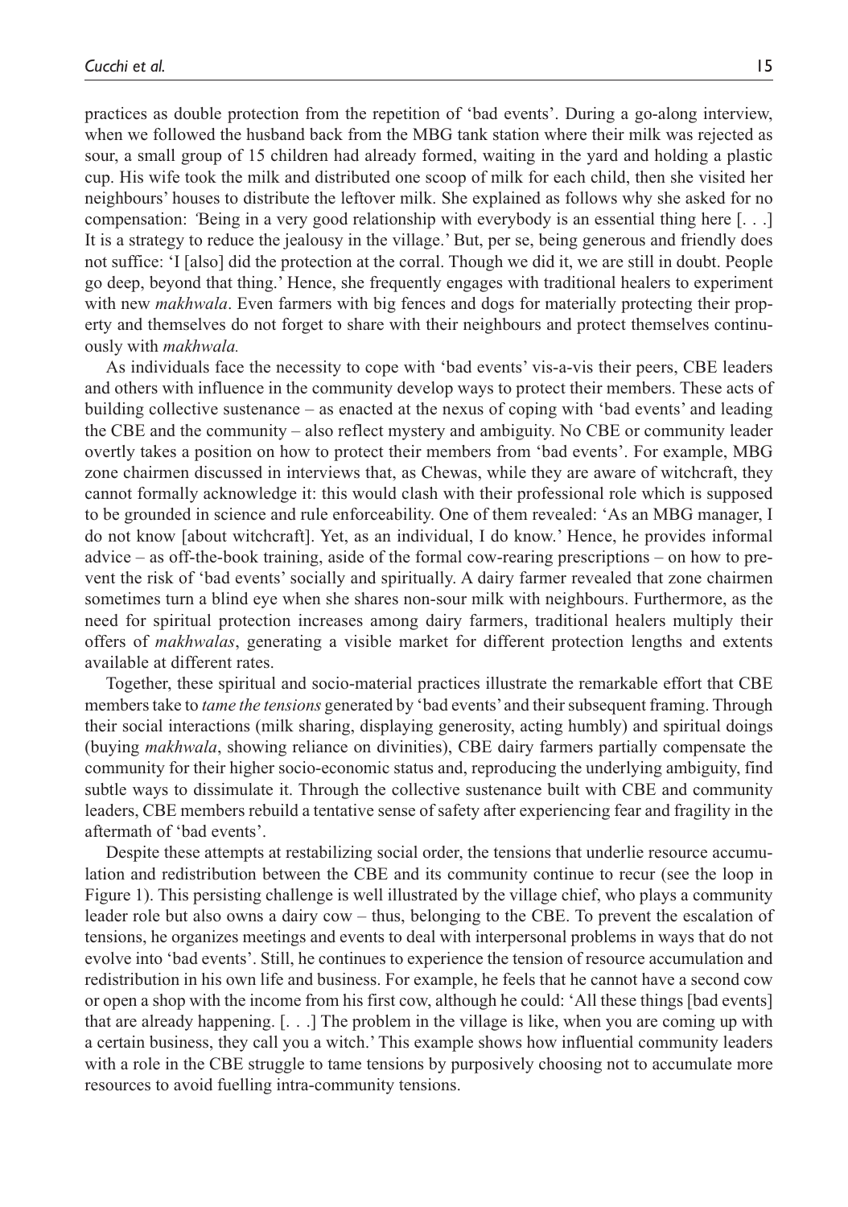practices as double protection from the repetition of 'bad events'. During a go-along interview, when we followed the husband back from the MBG tank station where their milk was rejected as sour, a small group of 15 children had already formed, waiting in the yard and holding a plastic cup. His wife took the milk and distributed one scoop of milk for each child, then she visited her neighbours' houses to distribute the leftover milk. She explained as follows why she asked for no compensation: 'Being in a very good relationship with everybody is an essential thing here [. . .] It is a strategy to reduce the jealousy in the village.' But, per se, being generous and friendly does not suffice: 'I [also] did the protection at the corral. Though we did it, we are still in doubt. People go deep, beyond that thing.' Hence, she frequently engages with traditional healers to experiment with new *makhwala*. Even farmers with big fences and dogs for materially protecting their property and themselves do not forget to share with their neighbours and protect themselves continuously with *makhwala.*

As individuals face the necessity to cope with 'bad events' vis-a-vis their peers, CBE leaders and others with influence in the community develop ways to protect their members. These acts of building collective sustenance – as enacted at the nexus of coping with 'bad events' and leading the CBE and the community – also reflect mystery and ambiguity. No CBE or community leader overtly takes a position on how to protect their members from 'bad events'. For example, MBG zone chairmen discussed in interviews that, as Chewas, while they are aware of witchcraft, they cannot formally acknowledge it: this would clash with their professional role which is supposed to be grounded in science and rule enforceability. One of them revealed: 'As an MBG manager, I do not know [about witchcraft]. Yet, as an individual, I do know.' Hence, he provides informal advice – as off-the-book training, aside of the formal cow-rearing prescriptions – on how to prevent the risk of 'bad events' socially and spiritually. A dairy farmer revealed that zone chairmen sometimes turn a blind eye when she shares non-sour milk with neighbours. Furthermore, as the need for spiritual protection increases among dairy farmers, traditional healers multiply their offers of *makhwalas*, generating a visible market for different protection lengths and extents available at different rates.

Together, these spiritual and socio-material practices illustrate the remarkable effort that CBE members take to *tame the tensions* generated by 'bad events' and their subsequent framing. Through their social interactions (milk sharing, displaying generosity, acting humbly) and spiritual doings (buying *makhwala*, showing reliance on divinities), CBE dairy farmers partially compensate the community for their higher socio-economic status and, reproducing the underlying ambiguity, find subtle ways to dissimulate it. Through the collective sustenance built with CBE and community leaders, CBE members rebuild a tentative sense of safety after experiencing fear and fragility in the aftermath of 'bad events'.

Despite these attempts at restabilizing social order, the tensions that underlie resource accumulation and redistribution between the CBE and its community continue to recur (see the loop in Figure 1). This persisting challenge is well illustrated by the village chief, who plays a community leader role but also owns a dairy cow – thus, belonging to the CBE. To prevent the escalation of tensions, he organizes meetings and events to deal with interpersonal problems in ways that do not evolve into 'bad events'. Still, he continues to experience the tension of resource accumulation and redistribution in his own life and business. For example, he feels that he cannot have a second cow or open a shop with the income from his first cow, although he could: 'All these things [bad events] that are already happening. [. . .] The problem in the village is like, when you are coming up with a certain business, they call you a witch.' This example shows how influential community leaders with a role in the CBE struggle to tame tensions by purposively choosing not to accumulate more resources to avoid fuelling intra-community tensions.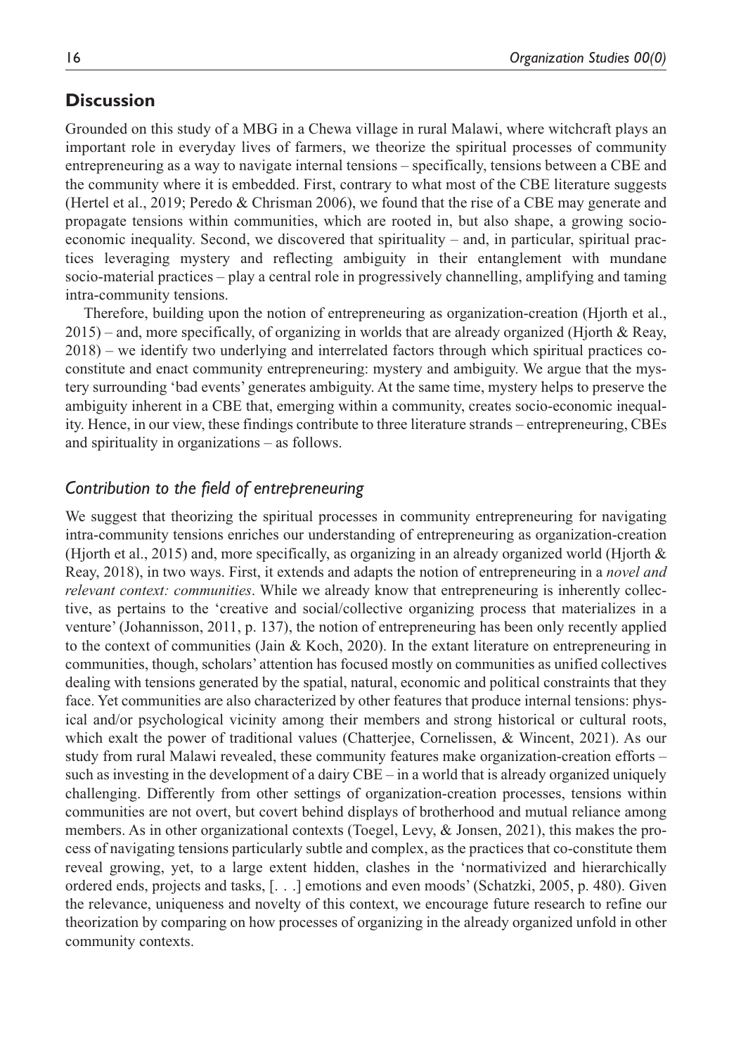## Discussion

Grounded on this study of a MBG in a Chewa village in rural Malawi, where witchcraft plays an important role in everyday lives of farmers, we theorize the spiritual processes of community entrepreneuring as a way to navigate internal tensions – specifically, tensions between a CBE and the community where it is embedded. First, contrary to what most of the CBE literature suggests (Hertel et al., 2019; Peredo & Chrisman 2006), we found that the rise of a CBE may generate and propagate tensions within communities, which are rooted in, but also shape, a growing socio-economic inequality. Second, we discovered that spirituality – and, in particular, spiritual practices leveraging mystery and reflecting ambiguity in their entanglement with mundane socio-material practices – play a central role in progressively channelling, amplifying and taming intra-community tensions.

Therefore, building upon the notion of entrepreneuring as organization-creation (Hjorth et al., 2015) – and, more specifically, of organizing in worlds that are already organized (Hjorth & Reay, 2018) – we identify two underlying and interrelated factors through which spiritual practices co-constitute and enact community entrepreneuring: mystery and ambiguity. We argue that the mystery surrounding 'bad events' generates ambiguity. At the same time, mystery helps to preserve the ambiguity inherent in a CBE that, emerging within a community, creates socio-economic inequality. Hence, in our view, these findings contribute to three literature strands – entrepreneuring, CBEs and spirituality in organizations – as follows.

### *Contribution to the field of entrepreneuring*

We suggest that theorizing the spiritual processes in community entrepreneuring for navigating intra-community tensions enriches our understanding of entrepreneuring as organization-creation (Hjorth et al., 2015) and, more specifically, as organizing in an already organized world (Hjorth & Reay, 2018), in two ways. First, it extends and adapts the notion of entrepreneuring in a *novel and relevant context: communities*. While we already know that entrepreneuring is inherently collective, as pertains to the 'creative and social/collective organizing process that materializes in a venture' (Johannisson, 2011, p. 137), the notion of entrepreneuring has been only recently applied to the context of communities (Jain & Koch, 2020). In the extant literature on entrepreneuring in communities, though, scholars' attention has focused mostly on communities as unified collectives dealing with tensions generated by the spatial, natural, economic and political constraints that they face. Yet communities are also characterized by other features that produce internal tensions: physical and/or psychological vicinity among their members and strong historical or cultural roots, which exalt the power of traditional values (Chatterjee, Cornelissen, & Wincent, 2021). As our study from rural Malawi revealed, these community features make organization-creation efforts – such as investing in the development of a dairy CBE – in a world that is already organized uniquely challenging. Differently from other settings of organization-creation processes, tensions within communities are not overt, but covert behind displays of brotherhood and mutual reliance among members. As in other organizational contexts (Toegel, Levy, & Jonsen, 2021), this makes the process of navigating tensions particularly subtle and complex, as the practices that co-constitute them reveal growing, yet, to a large extent hidden, clashes in the 'normativized and hierarchically ordered ends, projects and tasks, [. . .] emotions and even moods' (Schatzki, 2005, p. 480). Given the relevance, uniqueness and novelty of this context, we encourage future research to refine our theorization by comparing on how processes of organizing in the already organized unfold in other community contexts.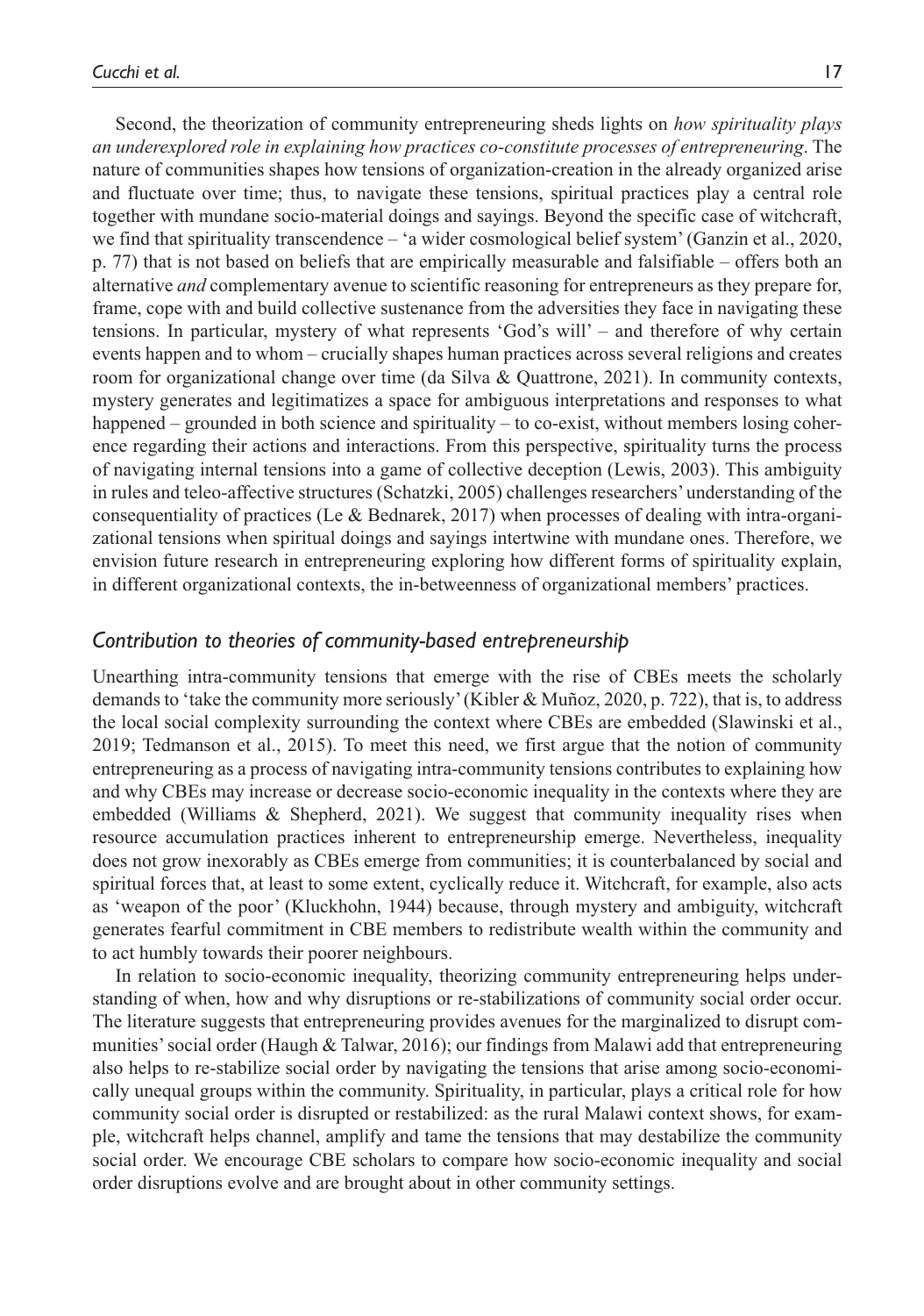Second, the theorization of community entrepreneuring sheds lights on *how spirituality plays an underexplored role in explaining how practices co-constitute processes of entrepreneuring*. The nature of communities shapes how tensions of organization-creation in the already organized arise and fluctuate over time; thus, to navigate these tensions, spiritual practices play a central role together with mundane socio-material doings and sayings. Beyond the specific case of witchcraft, we find that spirituality transcendence – 'a wider cosmological belief system' (Ganzin et al., 2020, p. 77) that is not based on beliefs that are empirically measurable and falsifiable – offers both an alternative *and* complementary avenue to scientific reasoning for entrepreneurs as they prepare for, frame, cope with and build collective sustenance from the adversities they face in navigating these tensions. In particular, mystery of what represents 'God's will' – and therefore of why certain events happen and to whom – crucially shapes human practices across several religions and creates room for organizational change over time (da Silva & Quattrone, 2021). In community contexts, mystery generates and legitimizes a space for ambiguous interpretations and responses to what happened – grounded in both science and spirituality – to co-exist, without members losing coherence regarding their actions and interactions. From this perspective, spirituality turns the process of navigating internal tensions into a game of collective deception (Lewis, 2003). This ambiguity in rules and teleo-affective structures (Schatzki, 2005) challenges researchers' understanding of the consequentiality of practices (Le & Bednarek, 2017) when processes of dealing with intra-organizational tensions when spiritual doings and sayings intertwine with mundane ones. Therefore, we envision future research in entrepreneuring exploring how different forms of spirituality explain, in different organizational contexts, the in-betweenness of organizational members' practices.

### *Contribution to theories of community-based entrepreneurship*

Unearthing intra-community tensions that emerge with the rise of CBEs meets the scholarly demands to 'take the community more seriously' (Kibler & Muñoz, 2020, p. 722), that is, to address the local social complexity surrounding the context where CBEs are embedded (Slawinski et al., 2019; Tedmanson et al., 2015). To meet this need, we first argue that the notion of community entrepreneuring as a process of navigating intra-community tensions contributes to explaining how and why CBEs may increase or decrease socio-economic inequality in the contexts where they are embedded (Williams & Shepherd, 2021). We suggest that community inequality rises when resource accumulation practices inherent to entrepreneurship emerge. Nevertheless, inequality does not grow inexorably as CBEs emerge from communities; it is counterbalanced by social and spiritual forces that, at least to some extent, cyclically reduce it. Witchcraft, for example, also acts as 'weapon of the poor' (Kluckhohn, 1944) because, through mystery and ambiguity, witchcraft generates fearful commitment in CBE members to redistribute wealth within the community and to act humbly towards their poorer neighbours.

In relation to socio-economic inequality, theorizing community entrepreneuring helps understanding of when, how and why disruptions or re-stabilizations of community social order occur. The literature suggests that entrepreneuring provides avenues for the marginalized to disrupt communities' social order (Haugh & Talwar, 2016); our findings from Malawi add that entrepreneuring also helps to re-stabilize social order by navigating the tensions that arise among socio-economically unequal groups within the community. Spirituality, in particular, plays a critical role for how community social order is disrupted or restabilized: as the rural Malawi context shows, for example, witchcraft helps channel, amplify and tame the tensions that may destabilize the community social order. We encourage CBE scholars to compare how socio-economic inequality and social order disruptions evolve and are brought about in other community settings.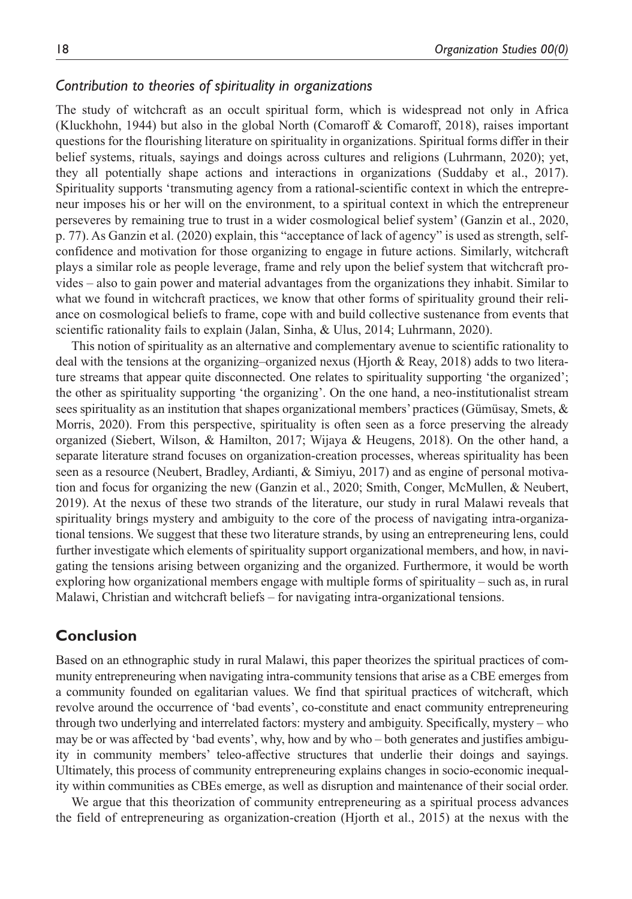### *Contribution to theories of spirituality in organizations*

The study of witchcraft as an occult spiritual form, which is widespread not only in Africa (Kluckhohn, 1944) but also in the global North (Comaroff & Comaroff, 2018), raises important questions for the flourishing literature on spirituality in organizations. Spiritual forms differ in their belief systems, rituals, sayings and doings across cultures and religions (Luhrmann, 2020); yet, they all potentially shape actions and interactions in organizations (Suddaby et al., 2017). Spirituality supports 'transmuting agency from a rational-scientific context in which the entrepreneur imposes his or her will on the environment, to a spiritual context in which the entrepreneur perseveres by remaining true to trust in a wider cosmological belief system' (Ganzin et al., 2020, p. 77). As Ganzin et al. (2020) explain, this "acceptance of lack of agency" is used as strength, self-confidence and motivation for those organizing to engage in future actions. Similarly, witchcraft plays a similar role as people leverage, frame and rely upon the belief system that witchcraft provides – also to gain power and material advantages from the organizations they inhabit. Similar to what we found in witchcraft practices, we know that other forms of spirituality ground their reliance on cosmological beliefs to frame, cope with and build collective sustenance from events that scientific rationality fails to explain (Jalan, Sinha, & Ulus, 2014; Luhrmann, 2020).

This notion of spirituality as an alternative and complementary avenue to scientific rationality to deal with the tensions at the organizing–organized nexus (Hjorth & Reay, 2018) adds to two literature streams that appear quite disconnected. One relates to spirituality supporting 'the organized'; the other as spirituality supporting 'the organizing'. On the one hand, a neo-institutionalist stream sees spirituality as an institution that shapes organizational members' practices (Gümüsay, Smets, & Morris, 2020). From this perspective, spirituality is often seen as a force preserving the already organized (Siebert, Wilson, & Hamilton, 2017; Wijaya & Heugens, 2018). On the other hand, a separate literature strand focuses on organization-creation processes, whereas spirituality has been seen as a resource (Neubert, Bradley, Ardianti, & Simiyu, 2017) and as engine of personal motivation and focus for organizing the new (Ganzin et al., 2020; Smith, Conger, McMullen, & Neubert, 2019). At the nexus of these two strands of the literature, our study in rural Malawi reveals that spirituality brings mystery and ambiguity to the core of the process of navigating intra-organizational tensions. We suggest that these two literature strands, by using an entrepreneuring lens, could further investigate which elements of spirituality support organizational members, and how, in navigating the tensions arising between organizing and the organized. Furthermore, it would be worth exploring how organizational members engage with multiple forms of spirituality – such as, in rural Malawi, Christian and witchcraft beliefs – for navigating intra-organizational tensions.

## Conclusion

Based on an ethnographic study in rural Malawi, this paper theorizes the spiritual practices of community entrepreneuring when navigating intra-community tensions that arise as a CBE emerges from a community founded on egalitarian values. We find that spiritual practices of witchcraft, which revolve around the occurrence of 'bad events', co-constitute and enact community entrepreneuring through two underlying and interrelated factors: mystery and ambiguity. Specifically, mystery – who may be or was affected by 'bad events', why, how and by who – both generates and justifies ambiguity in community members' teleo-affective structures that underlie their doings and sayings. Ultimately, this process of community entrepreneuring explains changes in socio-economic inequality within communities as CBEs emerge, as well as disruption and maintenance of their social order.

We argue that this theorization of community entrepreneuring as a spiritual process advances the field of entrepreneuring as organization-creation (Hjorth et al., 2015) at the nexus with the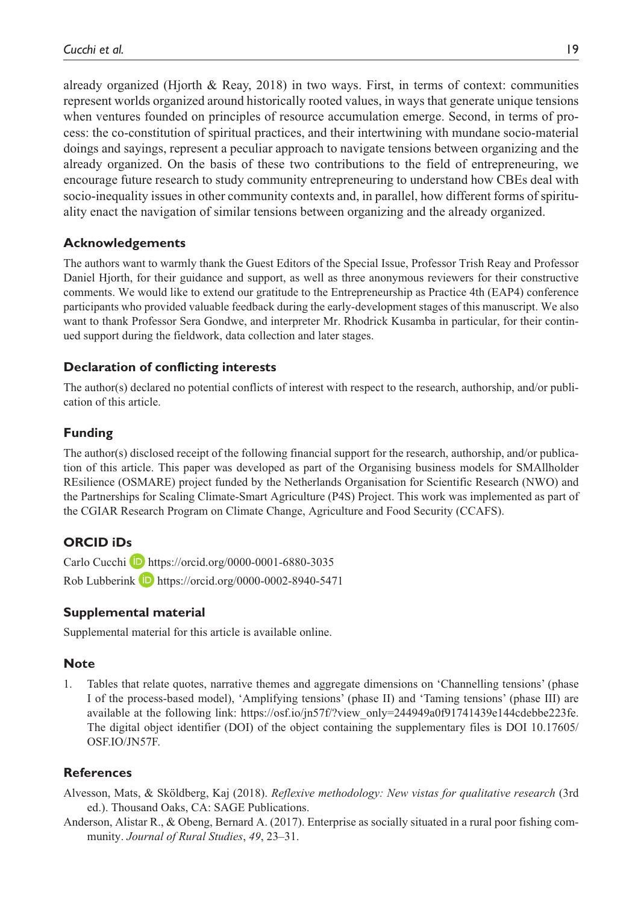already organized (Hjorth & Reay, 2018) in two ways. First, in terms of context: communities represent worlds organized around historically rooted values, in ways that generate unique tensions when ventures founded on principles of resource accumulation emerge. Second, in terms of process: the co-constitution of spiritual practices, and their intertwining with mundane socio-material doings and sayings, represent a peculiar approach to navigate tensions between organizing and the already organized. On the basis of these two contributions to the field of entrepreneuring, we encourage future research to study community entrepreneuring to understand how CBEs deal with socio-inequality issues in other community contexts and, in parallel, how different forms of spirituality enact the navigation of similar tensions between organizing and the already organized.

## Acknowledgements

The authors want to warmly thank the Guest Editors of the Special Issue, Professor Trish Reay and Professor Daniel Hjorth, for their guidance and support, as well as three anonymous reviewers for their constructive comments. We would like to extend our gratitude to the Entrepreneurship as Practice 4th (EAP4) conference participants who provided valuable feedback during the early-development stages of this manuscript. We also want to thank Professor Sera Gondwe, and interpreter Mr. Rhodrick Kusamba in particular, for their continued support during the fieldwork, data collection and later stages.

## Declaration of conflicting interests

The author(s) declared no potential conflicts of interest with respect to the research, authorship, and/or publication of this article.

## Funding

The author(s) disclosed receipt of the following financial support for the research, authorship, and/or publication of this article. This paper was developed as part of the Organising business models for SMAllholder REsilience (OSMARE) project funded by the Netherlands Organisation for Scientific Research (NWO) and the Partnerships for Scaling Climate-Smart Agriculture (P4S) Project. This work was implemented as part of the CGIAR Research Program on Climate Change, Agriculture and Food Security (CCAFS).

## ORCID iDs

Carlo Cucchi https://orcid.org/0000-0001-6880-3035

Rob Lubberink https://orcid.org/0000-0002-8940-5471

## Supplemental material

Supplemental material for this article is available online.

## Note

1. Tables that relate quotes, narrative themes and aggregate dimensions on 'Channelling tensions' (phase I of the process-based model), 'Amplifying tensions' (phase II) and 'Taming tensions' (phase III) are available at the following link: https://osf.io/jn57f/?view_only=244949a0f91741439e144cdebbe223fe. The digital object identifier (DOI) of the object containing the supplementary files is DOI 10.17605/OSF.IO/JN57F.

## References

Alvesson, Mats, & Sköldberg, Kaj (2018). *Reflexive methodology: New vistas for qualitative research* (3rd ed.). Thousand Oaks, CA: SAGE Publications.

Anderson, Alistar R., & Obeng, Bernard A. (2017). Enterprise as socially situated in a rural poor fishing community. *Journal of Rural Studies*, *49*, 23–31.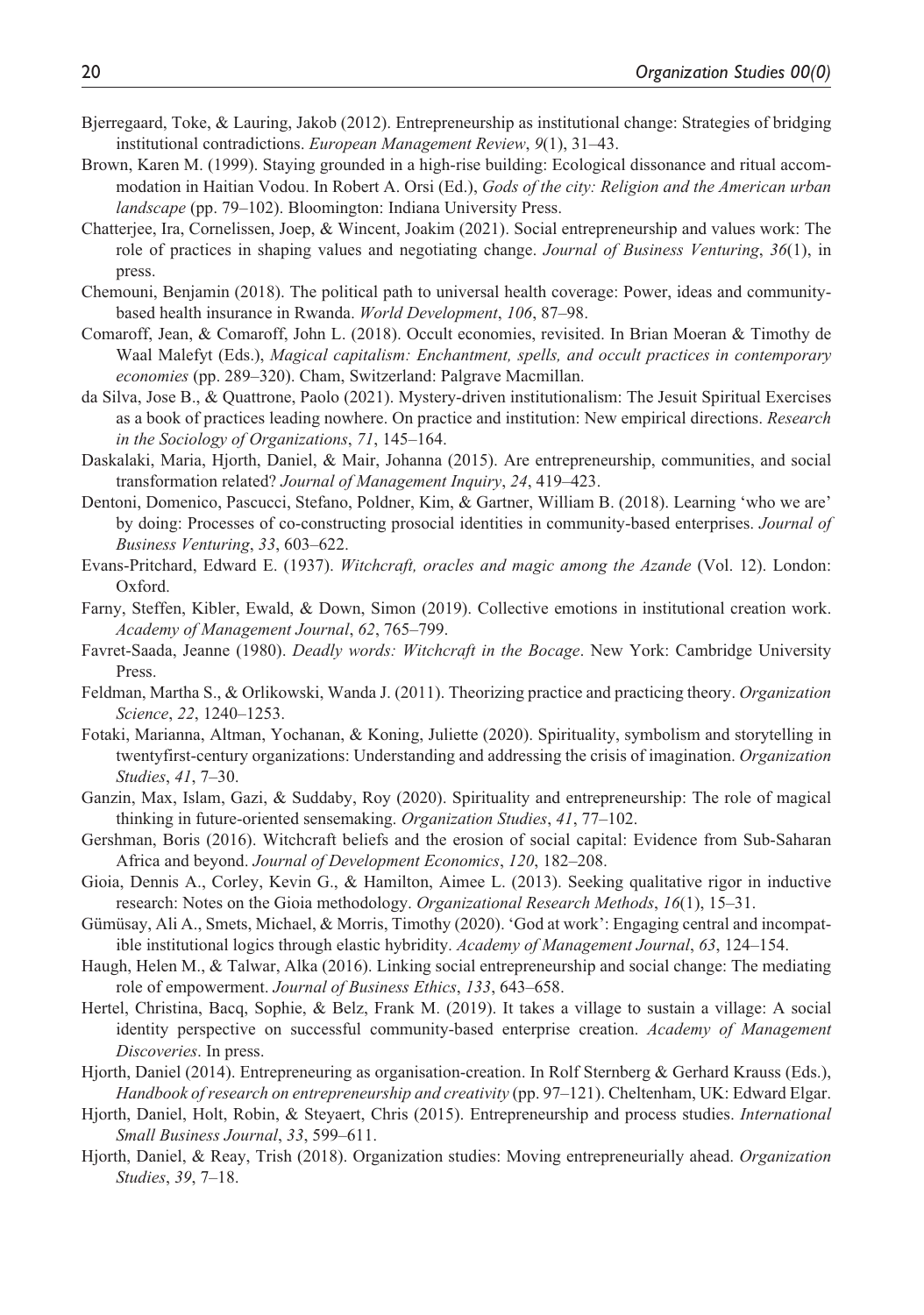Bjerregaard, Toke, & Lauring, Jakob (2012). Entrepreneurship as institutional change: Strategies of bridging institutional contradictions. *European Management Review*, *9*(1), 31–43.

Brown, Karen M. (1999). Staying grounded in a high-rise building: Ecological dissonance and ritual accommodation in Haitian Vodou. In Robert A. Orsi (Ed.), *Gods of the city: Religion and the American urban landscape* (pp. 79–102). Bloomington: Indiana University Press.

Chatterjee, Ira, Cornelissen, Joep, & Wincent, Joakim (2021). Social entrepreneurship and values work: The role of practices in shaping values and negotiating change. *Journal of Business Venturing*, *36*(1), in press.

Chemouni, Benjamin (2018). The political path to universal health coverage: Power, ideas and community-based health insurance in Rwanda. *World Development*, *106*, 87–98.

Comaroff, Jean, & Comaroff, John L. (2018). Occult economies, revisited. In Brian Moeran & Timothy de Waal Malefyt (Eds.), *Magical capitalism: Enchantment, spells, and occult practices in contemporary economies* (pp. 289–320). Cham, Switzerland: Palgrave Macmillan.

da Silva, Jose B., & Quattrone, Paolo (2021). Mystery-driven institutionalism: The Jesuit Spiritual Exercises as a book of practices leading nowhere. On practice and institution: New empirical directions. *Research in the Sociology of Organizations*, *71*, 145–164.

Daskalaki, Maria, Hjorth, Daniel, & Mair, Johanna (2015). Are entrepreneurship, communities, and social transformation related? *Journal of Management Inquiry*, *24*, 419–423.

Dentoni, Domenico, Pascucci, Stefano, Poldner, Kim, & Gartner, William B. (2018). Learning 'who we are' by doing: Processes of co-constructing prosocial identities in community-based enterprises. *Journal of Business Venturing*, *33*, 603–622.

Evans-Pritchard, Edward E. (1937). *Witchcraft, oracles and magic among the Azande* (Vol. 12). London: Oxford.

Farny, Steffen, Kibler, Ewald, & Down, Simon (2019). Collective emotions in institutional creation work. *Academy of Management Journal*, *62*, 765–799.

Favret-Saada, Jeanne (1980). *Deadly words: Witchcraft in the Bocage*. New York: Cambridge University Press.

Feldman, Martha S., & Orlikowski, Wanda J. (2011). Theorizing practice and practicing theory. *Organization Science*, *22*, 1240–1253.

Fotaki, Marianna, Altman, Yochanan, & Koning, Juliette (2020). Spirituality, symbolism and storytelling in twentyfirst-century organizations: Understanding and addressing the crisis of imagination. *Organization Studies*, *41*, 7–30.

Ganzin, Max, Islam, Gazi, & Suddaby, Roy (2020). Spirituality and entrepreneurship: The role of magical thinking in future-oriented sensemaking. *Organization Studies*, *41*, 77–102.

Gershman, Boris (2016). Witchcraft beliefs and the erosion of social capital: Evidence from Sub-Saharan Africa and beyond. *Journal of Development Economics*, *120*, 182–208.

Gioia, Dennis A., Corley, Kevin G., & Hamilton, Aimee L. (2013). Seeking qualitative rigor in inductive research: Notes on the Gioia methodology. *Organizational Research Methods*, *16*(1), 15–31.

Gümüsay, Ali A., Smets, Michael, & Morris, Timothy (2020). 'God at work': Engaging central and incompatible institutional logics through elastic hybridity. *Academy of Management Journal*, *63*, 124–154.

Haugh, Helen M., & Talwar, Alka (2016). Linking social entrepreneurship and social change: The mediating role of empowerment. *Journal of Business Ethics*, *133*, 643–658.

Hertel, Christina, Bacq, Sophie, & Belz, Frank M. (2019). It takes a village to sustain a village: A social identity perspective on successful community-based enterprise creation. *Academy of Management Discoveries*. In press.

Hjorth, Daniel (2014). Entrepreneuring as organisation-creation. In Rolf Sternberg & Gerhard Krauss (Eds.), *Handbook of research on entrepreneurship and creativity* (pp. 97–121). Cheltenham, UK: Edward Elgar.

Hjorth, Daniel, Holt, Robin, & Steyaert, Chris (2015). Entrepreneurship and process studies. *International Small Business Journal*, *33*, 599–611.

Hjorth, Daniel, & Reay, Trish (2018). Organization studies: Moving entrepreneurially ahead. *Organization Studies*, *39*, 7–18.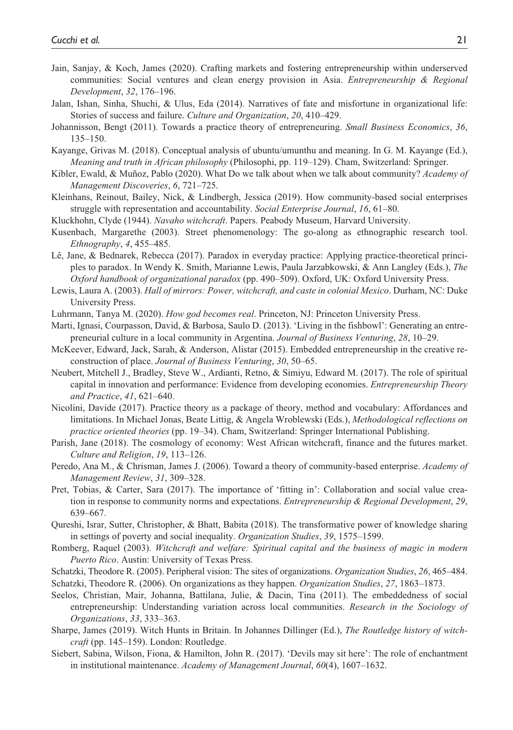Jain, Sanjay, & Koch, James (2020). Crafting markets and fostering entrepreneurship within underserved communities: Social ventures and clean energy provision in Asia. *Entrepreneurship & Regional Development*, *32*, 176–196.

Jalan, Ishan, Sinha, Shuchi, & Ulus, Eda (2014). Narratives of fate and misfortune in organizational life: Stories of success and failure. *Culture and Organization*, *20*, 410–429.

Johannisson, Bengt (2011). Towards a practice theory of entrepreneuring. *Small Business Economics*, *36*, 135–150.

Kayange, Grivas M. (2018). Conceptual analysis of ubuntu/umunthu and meaning. In G. M. Kayange (Ed.), *Meaning and truth in African philosophy* (Philosophi, pp. 119–129). Cham, Switzerland: Springer.

Kibler, Ewald, & Muñoz, Pablo (2020). What Do we talk about when we talk about community? *Academy of Management Discoveries*, *6*, 721–725.

Kleinhans, Reinout, Bailey, Nick, & Lindbergh, Jessica (2019). How community-based social enterprises struggle with representation and accountability. *Social Enterprise Journal*, *16*, 61–80.

Kluckhohn, Clyde (1944). *Navaho witchcraft*. Papers. Peabody Museum, Harvard University.

Kusenbach, Margarethe (2003). Street phenomenology: The go-along as ethnographic research tool. *Ethnography*, *4*, 455–485.

Lê, Jane, & Bednarek, Rebecca (2017). Paradox in everyday practice: Applying practice-theoretical principles to paradox. In Wendy K. Smith, Marianne Lewis, Paula Jarzabkowski, & Ann Langley (Eds.), *The Oxford handbook of organizational paradox* (pp. 490–509). Oxford, UK: Oxford University Press.

Lewis, Laura A. (2003). *Hall of mirrors: Power, witchcraft, and caste in colonial Mexico*. Durham, NC: Duke University Press.

Luhrmann, Tanya M. (2020). *How god becomes real*. Princeton, NJ: Princeton University Press.

Marti, Ignasi, Courpasson, David, & Barbosa, Saulo D. (2013). 'Living in the fishbowl': Generating an entrepreneurial culture in a local community in Argentina. *Journal of Business Venturing*, *28*, 10–29.

McKeever, Edward, Jack, Sarah, & Anderson, Alistar (2015). Embedded entrepreneurship in the creative re-construction of place. *Journal of Business Venturing*, *30*, 50–65.

Neubert, Mitchell J., Bradley, Steve W., Ardianti, Retno, & Simiyu, Edward M. (2017). The role of spiritual capital in innovation and performance: Evidence from developing economies. *Entrepreneurship Theory and Practice*, *41*, 621–640.

Nicolini, Davide (2017). Practice theory as a package of theory, method and vocabulary: Affordances and limitations. In Michael Jonas, Beate Littig, & Angela Wroblewski (Eds.), *Methodological reflections on practice oriented theories* (pp. 19–34). Cham, Switzerland: Springer International Publishing.

Parish, Jane (2018). The cosmology of economy: West African witchcraft, finance and the futures market. *Culture and Religion*, *19*, 113–126.

Peredo, Ana M., & Chrisman, James J. (2006). Toward a theory of community-based enterprise. *Academy of Management Review*, *31*, 309–328.

Pret, Tobias, & Carter, Sara (2017). The importance of 'fitting in': Collaboration and social value creation in response to community norms and expectations. *Entrepreneurship & Regional Development*, *29*, 639–667.

Qureshi, Israr, Sutter, Christopher, & Bhatt, Babita (2018). The transformative power of knowledge sharing in settings of poverty and social inequality. *Organization Studies*, *39*, 1575–1599.

Romberg, Raquel (2003). *Witchcraft and welfare: Spiritual capital and the business of magic in modern Puerto Rico*. Austin: University of Texas Press.

Schatzki, Theodore R. (2005). Peripheral vision: The sites of organizations. *Organization Studies*, *26*, 465–484.

Schatzki, Theodore R. (2006). On organizations as they happen. *Organization Studies*, *27*, 1863–1873.

Seelos, Christian, Mair, Johanna, Battilana, Julie, & Dacin, Tina (2011). The embeddedness of social entrepreneurship: Understanding variation across local communities. *Research in the Sociology of Organizations*, *33*, 333–363.

Sharpe, James (2019). Witch Hunts in Britain. In Johannes Dillinger (Ed.), *The Routledge history of witchcraft* (pp. 145–159). London: Routledge.

Siebert, Sabina, Wilson, Fiona, & Hamilton, John R. (2017). 'Devils may sit here': The role of enchantment in institutional maintenance. *Academy of Management Journal*, *60*(4), 1607–1632.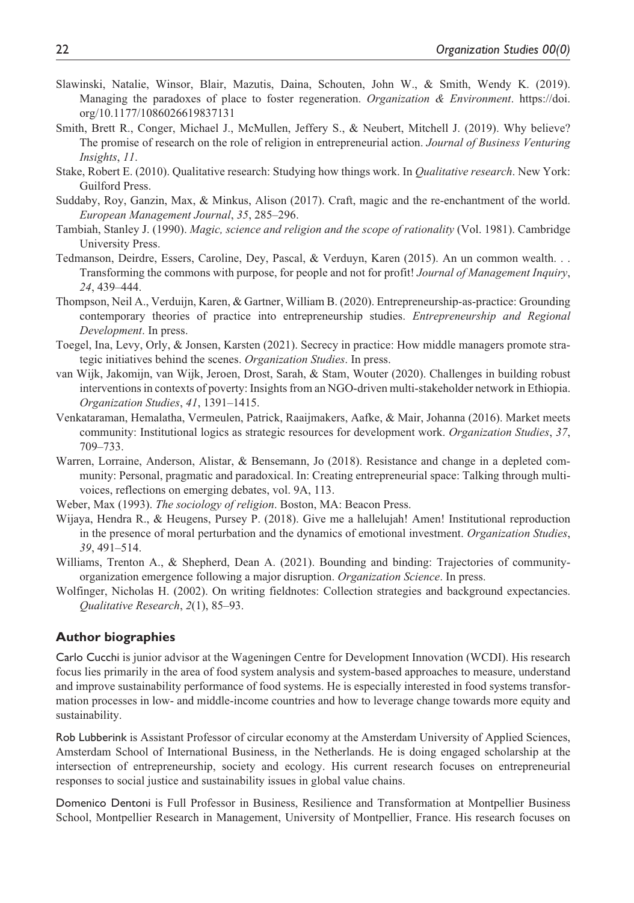Slawinski, Natalie, Winsor, Blair, Mazutis, Daina, Schouten, John W., & Smith, Wendy K. (2019). Managing the paradoxes of place to foster regeneration. *Organization & Environment*. https://doi.org/10.1177/1086026619837131

Smith, Brett R., Conger, Michael J., McMullen, Jeffery S., & Neubert, Mitchell J. (2019). Why believe? The promise of research on the role of religion in entrepreneurial action. *Journal of Business Venturing Insights*, *11*.

Stake, Robert E. (2010). Qualitative research: Studying how things work. In *Qualitative research*. New York: Guilford Press.

Suddaby, Roy, Ganzin, Max, & Minkus, Alison (2017). Craft, magic and the re-enchantment of the world. *European Management Journal*, *35*, 285–296.

Tambiah, Stanley J. (1990). *Magic, science and religion and the scope of rationality* (Vol. 1981). Cambridge University Press.

Tedmanson, Deirdre, Essers, Caroline, Dey, Pascal, & Verduyn, Karen (2015). An un common wealth. . . Transforming the commons with purpose, for people and not for profit! *Journal of Management Inquiry*, *24*, 439–444.

Thompson, Neil A., Verduijn, Karen, & Gartner, William B. (2020). Entrepreneurship-as-practice: Grounding contemporary theories of practice into entrepreneurship studies. *Entrepreneurship and Regional Development*. In press.

Toegel, Ina, Levy, Orly, & Jonsen, Karsten (2021). Secrecy in practice: How middle managers promote strategic initiatives behind the scenes. *Organization Studies*. In press.

van Wijk, Jakomijn, van Wijk, Jeroen, Drost, Sarah, & Stam, Wouter (2020). Challenges in building robust interventions in contexts of poverty: Insights from an NGO-driven multi-stakeholder network in Ethiopia. *Organization Studies*, *41*, 1391–1415.

Venkataraman, Hemalatha, Vermeulen, Patrick, Raaijmakers, Aafke, & Mair, Johanna (2016). Market meets community: Institutional logics as strategic resources for development work. *Organization Studies*, *37*, 709–733.

Warren, Lorraine, Anderson, Alistar, & Bensemann, Jo (2018). Resistance and change in a depleted community: Personal, pragmatic and paradoxical. In: Creating entrepreneurial space: Talking through multi-voices, reflections on emerging debates, vol. 9A, 113.

Weber, Max (1993). *The sociology of religion*. Boston, MA: Beacon Press.

Wijaya, Hendra R., & Heugens, Pursey P. (2018). Give me a hallelujah! Amen! Institutional reproduction in the presence of moral perturbation and the dynamics of emotional investment. *Organization Studies*, *39*, 491–514.

Williams, Trenton A., & Shepherd, Dean A. (2021). Bounding and binding: Trajectories of community-organization emergence following a major disruption. *Organization Science*. In press.

Wolfinger, Nicholas H. (2002). On writing fieldnotes: Collection strategies and background expectancies. *Qualitative Research*, *2*(1), 85–93.

## Author biographies

Carlo Cucchi is junior advisor at the Wageningen Centre for Development Innovation (WCDI). His research focus lies primarily in the area of food system analysis and system-based approaches to measure, understand and improve sustainability performance of food systems. He is especially interested in food systems transformation processes in low- and middle-income countries and how to leverage change towards more equity and sustainability.

Rob Lubberink is Assistant Professor of circular economy at the Amsterdam University of Applied Sciences, Amsterdam School of International Business, in the Netherlands. He is doing engaged scholarship at the intersection of entrepreneurship, society and ecology. His current research focuses on entrepreneurial responses to social justice and sustainability issues in global value chains.

Domenico Dentoni is Full Professor in Business, Resilience and Transformation at Montpellier Business School, Montpellier Research in Management, University of Montpellier, France. His research focuses on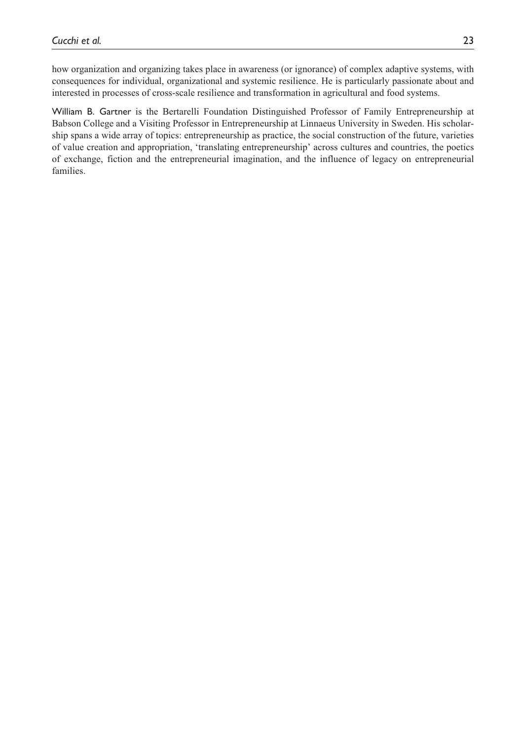how organization and organizing takes place in awareness (or ignorance) of complex adaptive systems, with consequences for individual, organizational and systemic resilience. He is particularly passionate about and interested in processes of cross-scale resilience and transformation in agricultural and food systems.

William B. Gartner is the Bertarelli Foundation Distinguished Professor of Family Entrepreneurship at Babson College and a Visiting Professor in Entrepreneurship at Linnaeus University in Sweden. His scholarship spans a wide array of topics: entrepreneurship as practice, the social construction of the future, varieties of value creation and appropriation, 'translating entrepreneurship' across cultures and countries, the poetics of exchange, fiction and the entrepreneurial imagination, and the influence of legacy on entrepreneurial families.